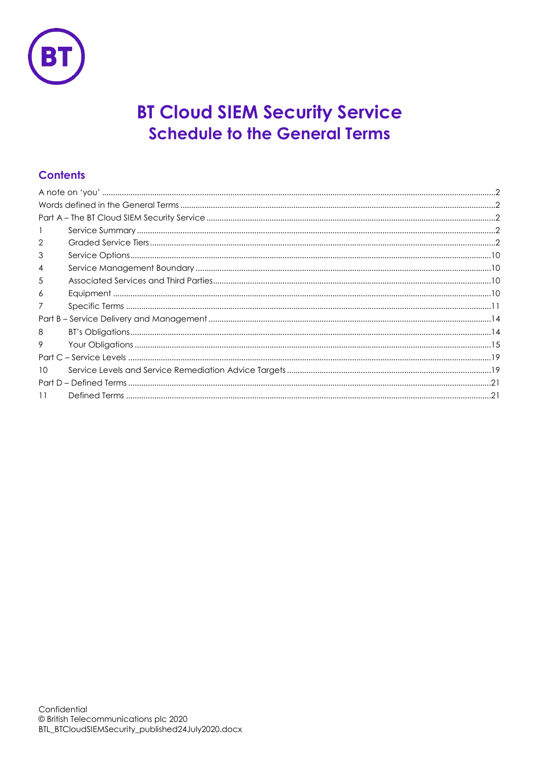# BT Cloud SIEM Security Service
## Schedule to the General Terms

### Contents

| | | |
|---|---|---|
| A note on 'you' | | 2 |
| Words defined in the General Terms | | 2 |
| Part A – The BT Cloud SIEM Security Service | | 2 |
| 1 | Service Summary | 2 |
| 2 | Graded Service Tiers | 2 |
| 3 | Service Options | 10 |
| 4 | Service Management Boundary | 10 |
| 5 | Associated Services and Third Parties | 10 |
| 6 | Equipment | 10 |
| 7 | Specific Terms | 11 |
| Part B – Service Delivery and Management | | 14 |
| 8 | BT's Obligations | 14 |
| 9 | Your Obligations | 15 |
| Part C – Service Levels | | 19 |
| 10 | Service Levels and Service Remediation Advice Targets | 19 |
| Part D – Defined Terms | | 21 |
| 11 | Defined Terms | 21 |

Confidential
© British Telecommunications plc 2020
BTL_BTCloudSIEMSecurity_published24July2020.docx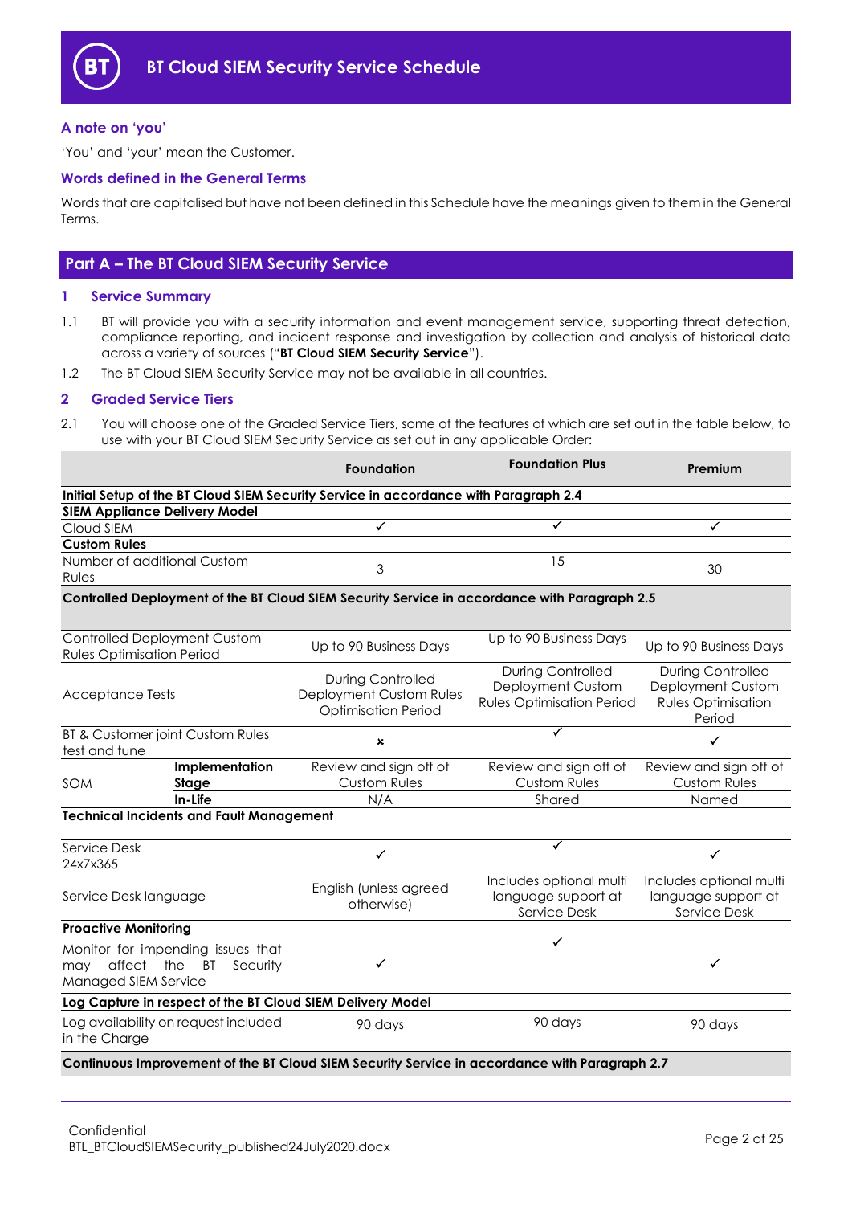# BT Cloud SIEM Security Service Schedule

### A note on 'you'

'You' and 'your' mean the Customer.

### Words defined in the General Terms

Words that are capitalised but have not been defined in this Schedule have the meanings given to them in the General Terms.

## Part A – The BT Cloud SIEM Security Service

### 1 Service Summary

1.1 BT will provide you with a security information and event management service, supporting threat detection, compliance reporting, and incident response and investigation by collection and analysis of historical data across a variety of sources ("**BT Cloud SIEM Security Service**").

1.2 The BT Cloud SIEM Security Service may not be available in all countries.

### 2 Graded Service Tiers

2.1 You will choose one of the Graded Service Tiers, some of the features of which are set out in the table below, to use with your BT Cloud SIEM Security Service as set out in any applicable Order:

| | | Foundation | Foundation Plus | Premium |
|---|---|---|---|---|
| **Initial Setup of the BT Cloud SIEM Security Service in accordance with Paragraph 2.4** | | | | |
| **SIEM Appliance Delivery Model** | | | | |
| Cloud SIEM | | ✓ | ✓ | ✓ |
| **Custom Rules** | | | | |
| Number of additional Custom Rules | | 3 | 15 | 30 |
| **Controlled Deployment of the BT Cloud SIEM Security Service in accordance with Paragraph 2.5** | | | | |
| Controlled Deployment Custom Rules Optimisation Period | | Up to 90 Business Days | Up to 90 Business Days | Up to 90 Business Days |
| Acceptance Tests | | During Controlled Deployment Custom Rules Optimisation Period | During Controlled Deployment Custom Rules Optimisation Period | During Controlled Deployment Custom Rules Optimisation Period |
| BT & Customer joint Custom Rules test and tune | | ✗ | ✓ | ✓ |
| SOM | **Implementation Stage** | Review and sign off of Custom Rules | Review and sign off of Custom Rules | Review and sign off of Custom Rules |
| | **In-Life** | N/A | Shared | Named |
| **Technical Incidents and Fault Management** | | | | |
| Service Desk 24x7x365 | | ✓ | ✓ | ✓ |
| Service Desk language | | English (unless agreed otherwise) | Includes optional multi language support at Service Desk | Includes optional multi language support at Service Desk |
| **Proactive Monitoring** | | | | |
| Monitor for impending issues that may affect the BT Security Managed SIEM Service | | ✓ | ✓ | ✓ |
| **Log Capture in respect of the BT Cloud SIEM Delivery Model** | | | | |
| Log availability on request included in the Charge | | 90 days | 90 days | 90 days |
| **Continuous Improvement of the BT Cloud SIEM Security Service in accordance with Paragraph 2.7** | | | | |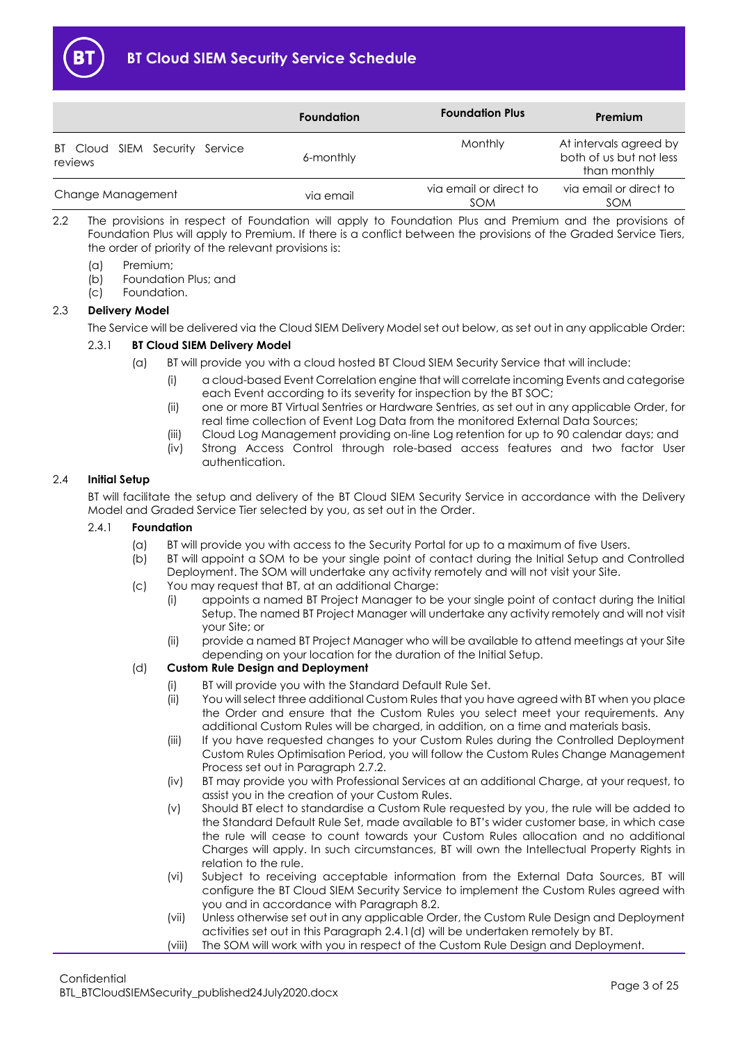| | Foundation | Foundation Plus | Premium |
|---|---|---|---|
| BT Cloud SIEM Security Service reviews | 6-monthly | Monthly | At intervals agreed by both of us but not less than monthly |
| Change Management | via email | via email or direct to SOM | via email or direct to SOM |

2.2 The provisions in respect of Foundation will apply to Foundation Plus and Premium and the provisions of Foundation Plus will apply to Premium. If there is a conflict between the provisions of the Graded Service Tiers, the order of priority of the relevant provisions is:

(a) Premium;

(b) Foundation Plus; and

(c) Foundation.

2.3 **Delivery Model**

The Service will be delivered via the Cloud SIEM Delivery Model set out below, as set out in any applicable Order:

2.3.1 **BT Cloud SIEM Delivery Model**

(a) BT will provide you with a cloud hosted BT Cloud SIEM Security Service that will include:

(i) a cloud-based Event Correlation engine that will correlate incoming Events and categorise each Event according to its severity for inspection by the BT SOC;

(ii) one or more BT Virtual Sentries or Hardware Sentries, as set out in any applicable Order, for real time collection of Event Log Data from the monitored External Data Sources;

(iii) Cloud Log Management providing on-line Log retention for up to 90 calendar days; and

(iv) Strong Access Control through role-based access features and two factor User authentication.

2.4 **Initial Setup**

BT will facilitate the setup and delivery of the BT Cloud SIEM Security Service in accordance with the Delivery Model and Graded Service Tier selected by you, as set out in the Order.

2.4.1 **Foundation**

(a) BT will provide you with access to the Security Portal for up to a maximum of five Users.

(b) BT will appoint a SOM to be your single point of contact during the Initial Setup and Controlled Deployment. The SOM will undertake any activity remotely and will not visit your Site.

(c) You may request that BT, at an additional Charge:

(i) appoints a named BT Project Manager to be your single point of contact during the Initial Setup. The named BT Project Manager will undertake any activity remotely and will not visit your Site; or

(ii) provide a named BT Project Manager who will be available to attend meetings at your Site depending on your location for the duration of the Initial Setup.

(d) **Custom Rule Design and Deployment**

(i) BT will provide you with the Standard Default Rule Set.

(ii) You will select three additional Custom Rules that you have agreed with BT when you place the Order and ensure that the Custom Rules you select meet your requirements. Any additional Custom Rules will be charged, in addition, on a time and materials basis.

(iii) If you have requested changes to your Custom Rules during the Controlled Deployment Custom Rules Optimisation Period, you will follow the Custom Rules Change Management Process set out in Paragraph 2.7.2.

(iv) BT may provide you with Professional Services at an additional Charge, at your request, to assist you in the creation of your Custom Rules.

(v) Should BT elect to standardise a Custom Rule requested by you, the rule will be added to the Standard Default Rule Set, made available to BT's wider customer base, in which case the rule will cease to count towards your Custom Rules allocation and no additional Charges will apply. In such circumstances, BT will own the Intellectual Property Rights in relation to the rule.

(vi) Subject to receiving acceptable information from the External Data Sources, BT will configure the BT Cloud SIEM Security Service to implement the Custom Rules agreed with you and in accordance with Paragraph 8.2.

(vii) Unless otherwise set out in any applicable Order, the Custom Rule Design and Deployment activities set out in this Paragraph 2.4.1(d) will be undertaken remotely by BT.

(viii) The SOM will work with you in respect of the Custom Rule Design and Deployment.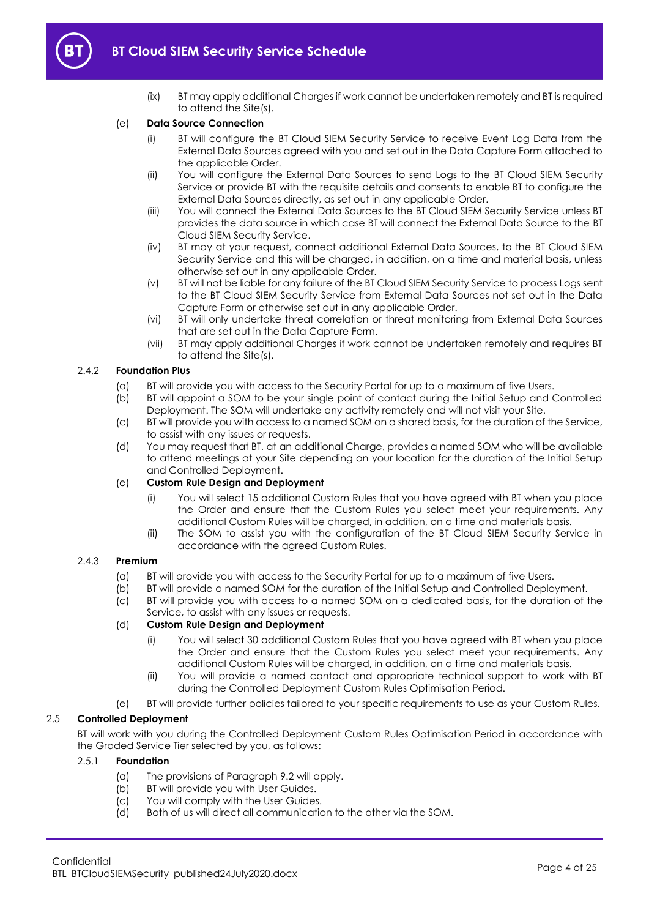(ix) BT may apply additional Charges if work cannot be undertaken remotely and BT is required to attend the Site(s).

(e) **Data Source Connection**

(i) BT will configure the BT Cloud SIEM Security Service to receive Event Log Data from the External Data Sources agreed with you and set out in the Data Capture Form attached to the applicable Order.

(ii) You will configure the External Data Sources to send Logs to the BT Cloud SIEM Security Service or provide BT with the requisite details and consents to enable BT to configure the External Data Sources directly, as set out in any applicable Order.

(iii) You will connect the External Data Sources to the BT Cloud SIEM Security Service unless BT provides the data source in which case BT will connect the External Data Source to the BT Cloud SIEM Security Service.

(iv) BT may at your request, connect additional External Data Sources, to the BT Cloud SIEM Security Service and this will be charged, in addition, on a time and material basis, unless otherwise set out in any applicable Order.

(v) BT will not be liable for any failure of the BT Cloud SIEM Security Service to process Logs sent to the BT Cloud SIEM Security Service from External Data Sources not set out in the Data Capture Form or otherwise set out in any applicable Order.

(vi) BT will only undertake threat correlation or threat monitoring from External Data Sources that are set out in the Data Capture Form.

(vii) BT may apply additional Charges if work cannot be undertaken remotely and requires BT to attend the Site(s).

#### 2.4.2 Foundation Plus

(a) BT will provide you with access to the Security Portal for up to a maximum of five Users.

(b) BT will appoint a SOM to be your single point of contact during the Initial Setup and Controlled Deployment. The SOM will undertake any activity remotely and will not visit your Site.

(c) BT will provide you with access to a named SOM on a shared basis, for the duration of the Service, to assist with any issues or requests.

(d) You may request that BT, at an additional Charge, provides a named SOM who will be available to attend meetings at your Site depending on your location for the duration of the Initial Setup and Controlled Deployment.

(e) **Custom Rule Design and Deployment**

(i) You will select 15 additional Custom Rules that you have agreed with BT when you place the Order and ensure that the Custom Rules you select meet your requirements. Any additional Custom Rules will be charged, in addition, on a time and materials basis.

(ii) The SOM to assist you with the configuration of the BT Cloud SIEM Security Service in accordance with the agreed Custom Rules.

#### 2.4.3 Premium

(a) BT will provide you with access to the Security Portal for up to a maximum of five Users.

(b) BT will provide a named SOM for the duration of the Initial Setup and Controlled Deployment.

(c) BT will provide you with access to a named SOM on a dedicated basis, for the duration of the Service, to assist with any issues or requests.

(d) **Custom Rule Design and Deployment**

(i) You will select 30 additional Custom Rules that you have agreed with BT when you place the Order and ensure that the Custom Rules you select meet your requirements. Any additional Custom Rules will be charged, in addition, on a time and materials basis.

(ii) You will provide a named contact and appropriate technical support to work with BT during the Controlled Deployment Custom Rules Optimisation Period.

(e) BT will provide further policies tailored to your specific requirements to use as your Custom Rules.

### 2.5 Controlled Deployment

BT will work with you during the Controlled Deployment Custom Rules Optimisation Period in accordance with the Graded Service Tier selected by you, as follows:

#### 2.5.1 Foundation

(a) The provisions of Paragraph 9.2 will apply.

(b) BT will provide you with User Guides.

(c) You will comply with the User Guides.

(d) Both of us will direct all communication to the other via the SOM.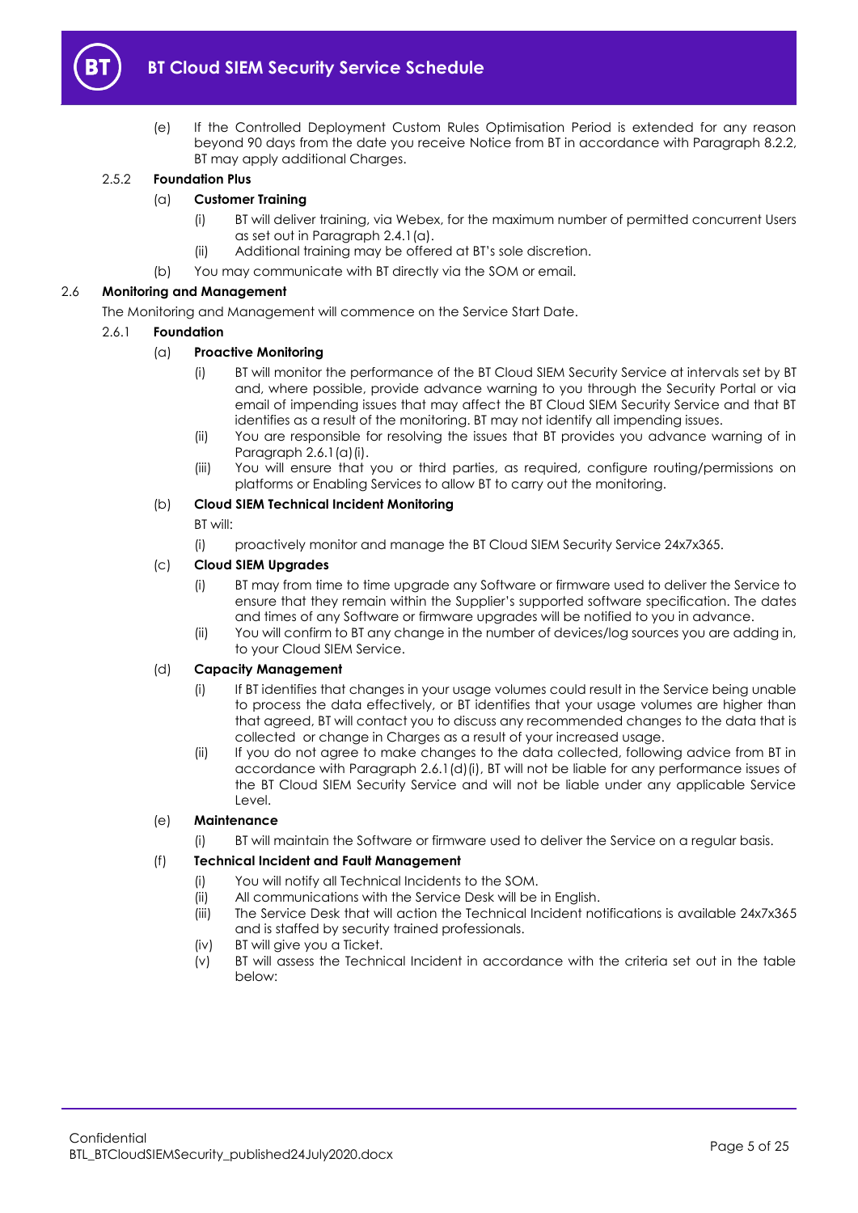(e) If the Controlled Deployment Custom Rules Optimisation Period is extended for any reason beyond 90 days from the date you receive Notice from BT in accordance with Paragraph 8.2.2, BT may apply additional Charges.

#### 2.5.2 Foundation Plus

(a) **Customer Training**

(i) BT will deliver training, via Webex, for the maximum number of permitted concurrent Users as set out in Paragraph 2.4.1(a).

(ii) Additional training may be offered at BT's sole discretion.

(b) You may communicate with BT directly via the SOM or email.

### 2.6 Monitoring and Management

The Monitoring and Management will commence on the Service Start Date.

#### 2.6.1 Foundation

(a) **Proactive Monitoring**

(i) BT will monitor the performance of the BT Cloud SIEM Security Service at intervals set by BT and, where possible, provide advance warning to you through the Security Portal or via email of impending issues that may affect the BT Cloud SIEM Security Service and that BT identifies as a result of the monitoring. BT may not identify all impending issues.

(ii) You are responsible for resolving the issues that BT provides you advance warning of in Paragraph 2.6.1(a)(i).

(iii) You will ensure that you or third parties, as required, configure routing/permissions on platforms or Enabling Services to allow BT to carry out the monitoring.

(b) **Cloud SIEM Technical Incident Monitoring**

BT will:

(i) proactively monitor and manage the BT Cloud SIEM Security Service 24x7x365.

(c) **Cloud SIEM Upgrades**

(i) BT may from time to time upgrade any Software or firmware used to deliver the Service to ensure that they remain within the Supplier's supported software specification. The dates and times of any Software or firmware upgrades will be notified to you in advance.

(ii) You will confirm to BT any change in the number of devices/log sources you are adding in, to your Cloud SIEM Service.

(d) **Capacity Management**

(i) If BT identifies that changes in your usage volumes could result in the Service being unable to process the data effectively, or BT identifies that your usage volumes are higher than that agreed, BT will contact you to discuss any recommended changes to the data that is collected or change in Charges as a result of your increased usage.

(ii) If you do not agree to make changes to the data collected, following advice from BT in accordance with Paragraph 2.6.1(d)(i), BT will not be liable for any performance issues of the BT Cloud SIEM Security Service and will not be liable under any applicable Service Level.

(e) **Maintenance**

(i) BT will maintain the Software or firmware used to deliver the Service on a regular basis.

(f) **Technical Incident and Fault Management**

(i) You will notify all Technical Incidents to the SOM.

(ii) All communications with the Service Desk will be in English.

(iii) The Service Desk that will action the Technical Incident notifications is available 24x7x365 and is staffed by security trained professionals.

(iv) BT will give you a Ticket.

(v) BT will assess the Technical Incident in accordance with the criteria set out in the table below: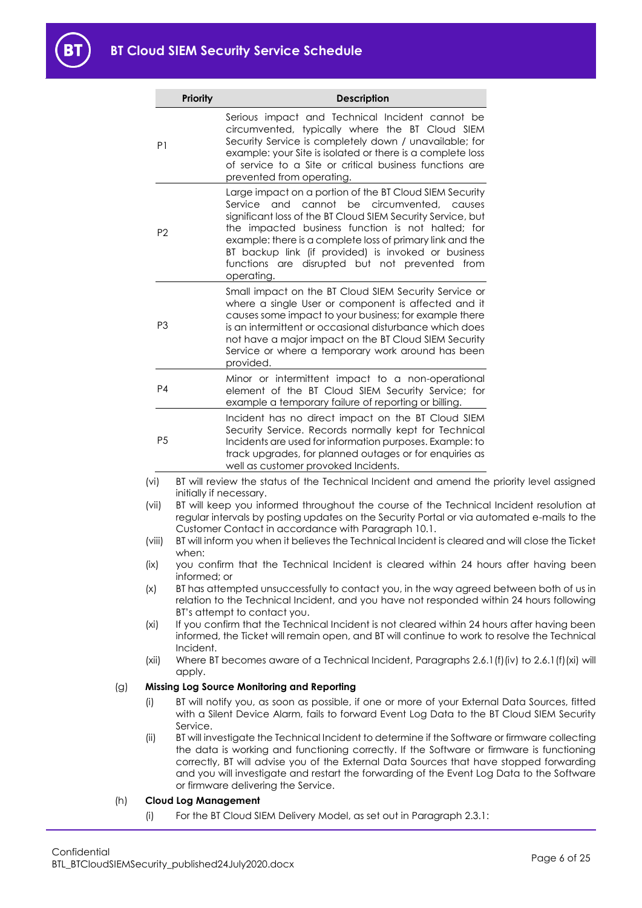| Priority | Description |
|---|---|
| P1 | Serious impact and Technical Incident cannot be circumvented, typically where the BT Cloud SIEM Security Service is completely down / unavailable; for example: your Site is isolated or there is a complete loss of service to a Site or critical business functions are prevented from operating. |
| P2 | Large impact on a portion of the BT Cloud SIEM Security Service and cannot be circumvented, causes significant loss of the BT Cloud SIEM Security Service, but the impacted business function is not halted; for example: there is a complete loss of primary link and the BT backup link (if provided) is invoked or business functions are disrupted but not prevented from operating. |
| P3 | Small impact on the BT Cloud SIEM Security Service or where a single User or component is affected and it causes some impact to your business; for example there is an intermittent or occasional disturbance which does not have a major impact on the BT Cloud SIEM Security Service or where a temporary work around has been provided. |
| P4 | Minor or intermittent impact to a non-operational element of the BT Cloud SIEM Security Service; for example a temporary failure of reporting or billing. |
| P5 | Incident has no direct impact on the BT Cloud SIEM Security Service. Records normally kept for Technical Incidents are used for information purposes. Example: to track upgrades, for planned outages or for enquiries as well as customer provoked Incidents. |

(vi) BT will review the status of the Technical Incident and amend the priority level assigned initially if necessary.

(vii) BT will keep you informed throughout the course of the Technical Incident resolution at regular intervals by posting updates on the Security Portal or via automated e-mails to the Customer Contact in accordance with Paragraph 10.1.

(viii) BT will inform you when it believes the Technical Incident is cleared and will close the Ticket when:

(ix) you confirm that the Technical Incident is cleared within 24 hours after having been informed; or

(x) BT has attempted unsuccessfully to contact you, in the way agreed between both of us in relation to the Technical Incident, and you have not responded within 24 hours following BT's attempt to contact you.

(xi) If you confirm that the Technical Incident is not cleared within 24 hours after having been informed, the Ticket will remain open, and BT will continue to work to resolve the Technical Incident.

(xii) Where BT becomes aware of a Technical Incident, Paragraphs 2.6.1(f)(iv) to 2.6.1(f)(xi) will apply.

(g) **Missing Log Source Monitoring and Reporting**

(i) BT will notify you, as soon as possible, if one or more of your External Data Sources, fitted with a Silent Device Alarm, fails to forward Event Log Data to the BT Cloud SIEM Security Service.

(ii) BT will investigate the Technical Incident to determine if the Software or firmware collecting the data is working and functioning correctly. If the Software or firmware is functioning correctly, BT will advise you of the External Data Sources that have stopped forwarding and you will investigate and restart the forwarding of the Event Log Data to the Software or firmware delivering the Service.

(h) **Cloud Log Management**

(i) For the BT Cloud SIEM Delivery Model, as set out in Paragraph 2.3.1: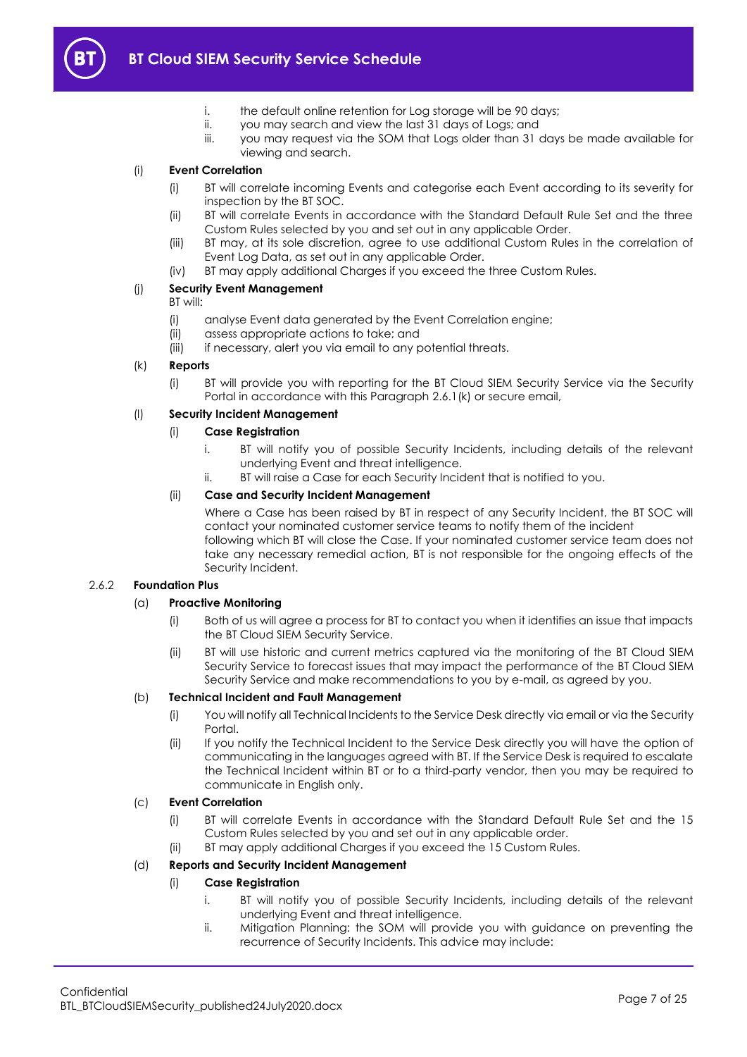i. the default online retention for Log storage will be 90 days;
ii. you may search and view the last 31 days of Logs; and
iii. you may request via the SOM that Logs older than 31 days be made available for viewing and search.

(i) **Event Correlation**

(i) BT will correlate incoming Events and categorise each Event according to its severity for inspection by the BT SOC.

(ii) BT will correlate Events in accordance with the Standard Default Rule Set and the three Custom Rules selected by you and set out in any applicable Order.

(iii) BT may, at its sole discretion, agree to use additional Custom Rules in the correlation of Event Log Data, as set out in any applicable Order.

(iv) BT may apply additional Charges if you exceed the three Custom Rules.

(j) **Security Event Management**

BT will:

(i) analyse Event data generated by the Event Correlation engine;
(ii) assess appropriate actions to take; and
(iii) if necessary, alert you via email to any potential threats.

(k) **Reports**

(i) BT will provide you with reporting for the BT Cloud SIEM Security Service via the Security Portal in accordance with this Paragraph 2.6.1(k) or secure email,

(l) **Security Incident Management**

(i) **Case Registration**

i. BT will notify you of possible Security Incidents, including details of the relevant underlying Event and threat intelligence.
ii. BT will raise a Case for each Security Incident that is notified to you.

(ii) **Case and Security Incident Management**

Where a Case has been raised by BT in respect of any Security Incident, the BT SOC will contact your nominated customer service teams to notify them of the incident following which BT will close the Case. If your nominated customer service team does not take any necessary remedial action, BT is not responsible for the ongoing effects of the Security Incident.

2.6.2 **Foundation Plus**

(a) **Proactive Monitoring**

(i) Both of us will agree a process for BT to contact you when it identifies an issue that impacts the BT Cloud SIEM Security Service.

(ii) BT will use historic and current metrics captured via the monitoring of the BT Cloud SIEM Security Service to forecast issues that may impact the performance of the BT Cloud SIEM Security Service and make recommendations to you by e-mail, as agreed by you.

(b) **Technical Incident and Fault Management**

(i) You will notify all Technical Incidents to the Service Desk directly via email or via the Security Portal.

(ii) If you notify the Technical Incident to the Service Desk directly you will have the option of communicating in the languages agreed with BT. If the Service Desk is required to escalate the Technical Incident within BT or to a third-party vendor, then you may be required to communicate in English only.

(c) **Event Correlation**

(i) BT will correlate Events in accordance with the Standard Default Rule Set and the 15 Custom Rules selected by you and set out in any applicable order.

(ii) BT may apply additional Charges if you exceed the 15 Custom Rules.

(d) **Reports and Security Incident Management**

(i) **Case Registration**

i. BT will notify you of possible Security Incidents, including details of the relevant underlying Event and threat intelligence.
ii. Mitigation Planning: the SOM will provide you with guidance on preventing the recurrence of Security Incidents. This advice may include: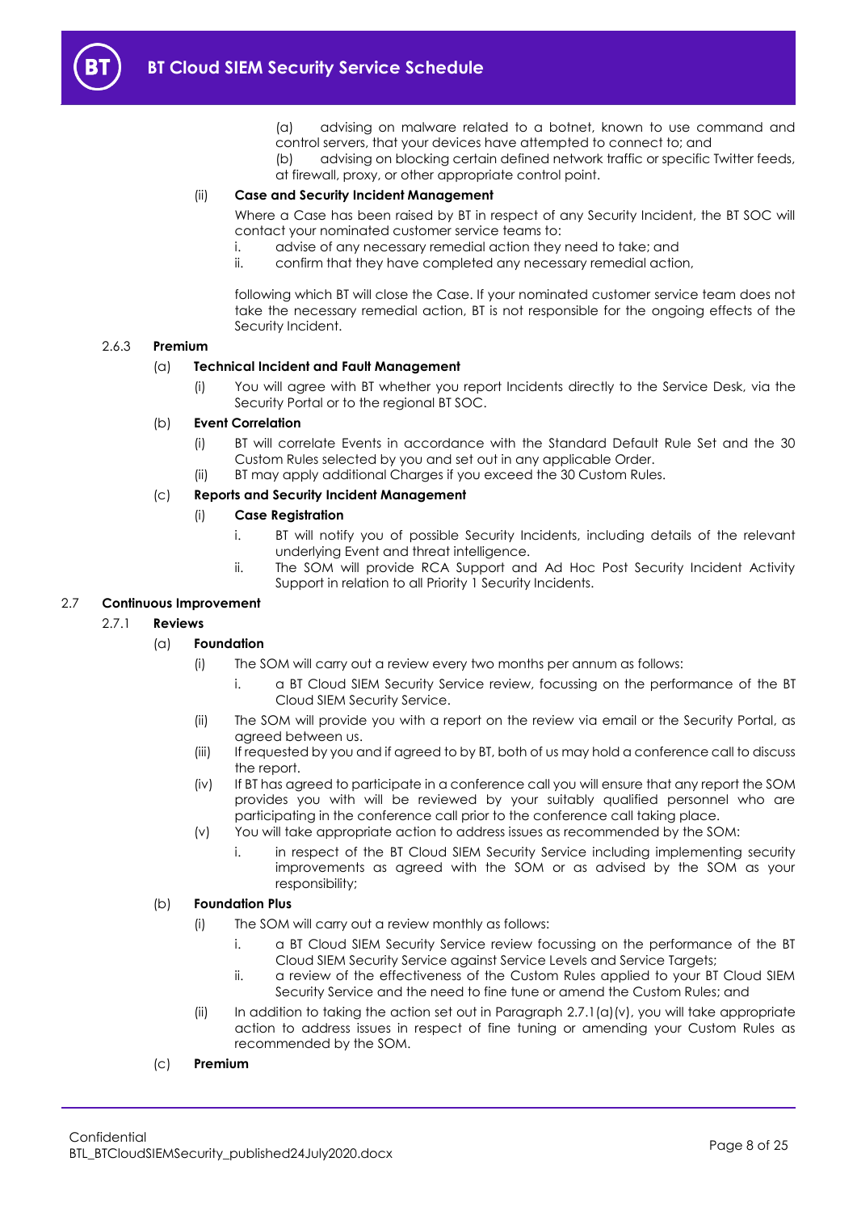(a) advising on malware related to a botnet, known to use command and control servers, that your devices have attempted to connect to; and

(b) advising on blocking certain defined network traffic or specific Twitter feeds, at firewall, proxy, or other appropriate control point.

(ii) **Case and Security Incident Management**

Where a Case has been raised by BT in respect of any Security Incident, the BT SOC will contact your nominated customer service teams to:

i. advise of any necessary remedial action they need to take; and
ii. confirm that they have completed any necessary remedial action,

following which BT will close the Case. If your nominated customer service team does not take the necessary remedial action, BT is not responsible for the ongoing effects of the Security Incident.

2.6.3 **Premium**

(a) **Technical Incident and Fault Management**

(i) You will agree with BT whether you report Incidents directly to the Service Desk, via the Security Portal or to the regional BT SOC.

(b) **Event Correlation**

(i) BT will correlate Events in accordance with the Standard Default Rule Set and the 30 Custom Rules selected by you and set out in any applicable Order.
(ii) BT may apply additional Charges if you exceed the 30 Custom Rules.

(c) **Reports and Security Incident Management**

(i) **Case Registration**

i. BT will notify you of possible Security Incidents, including details of the relevant underlying Event and threat intelligence.
ii. The SOM will provide RCA Support and Ad Hoc Post Security Incident Activity Support in relation to all Priority 1 Security Incidents.

2.7 **Continuous Improvement**

2.7.1 **Reviews**

(a) **Foundation**

(i) The SOM will carry out a review every two months per annum as follows:

i. a BT Cloud SIEM Security Service review, focussing on the performance of the BT Cloud SIEM Security Service.

(ii) The SOM will provide you with a report on the review via email or the Security Portal, as agreed between us.
(iii) If requested by you and if agreed to by BT, both of us may hold a conference call to discuss the report.
(iv) If BT has agreed to participate in a conference call you will ensure that any report the SOM provides you with will be reviewed by your suitably qualified personnel who are participating in the conference call prior to the conference call taking place.
(v) You will take appropriate action to address issues as recommended by the SOM:

i. in respect of the BT Cloud SIEM Security Service including implementing security improvements as agreed with the SOM or as advised by the SOM as your responsibility;

(b) **Foundation Plus**

(i) The SOM will carry out a review monthly as follows:

i. a BT Cloud SIEM Security Service review focussing on the performance of the BT Cloud SIEM Security Service against Service Levels and Service Targets;
ii. a review of the effectiveness of the Custom Rules applied to your BT Cloud SIEM Security Service and the need to fine tune or amend the Custom Rules; and

(ii) In addition to taking the action set out in Paragraph 2.7.1(a)(v), you will take appropriate action to address issues in respect of fine tuning or amending your Custom Rules as recommended by the SOM.

(c) **Premium**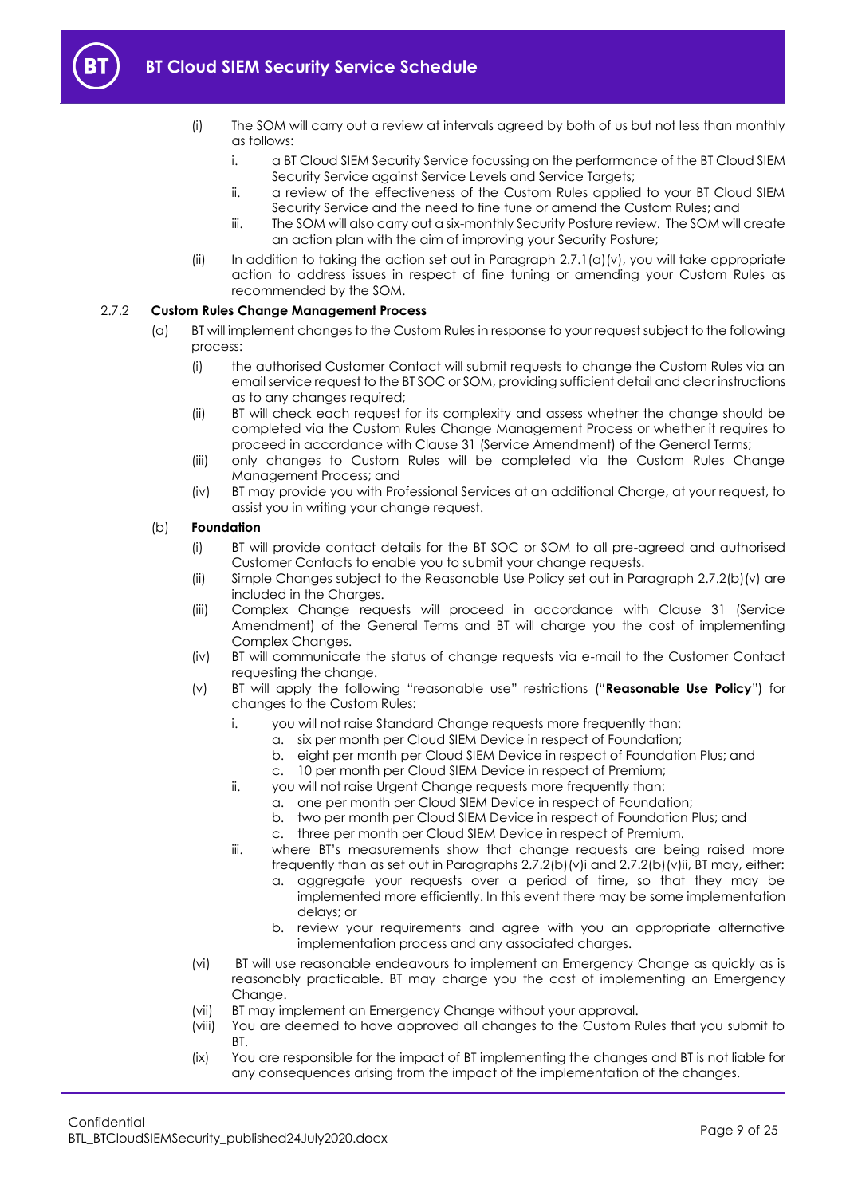(i) The SOM will carry out a review at intervals agreed by both of us but not less than monthly as follows:

    i. a BT Cloud SIEM Security Service focussing on the performance of the BT Cloud SIEM Security Service against Service Levels and Service Targets;

    ii. a review of the effectiveness of the Custom Rules applied to your BT Cloud SIEM Security Service and the need to fine tune or amend the Custom Rules; and

    iii. The SOM will also carry out a six-monthly Security Posture review. The SOM will create an action plan with the aim of improving your Security Posture;

(ii) In addition to taking the action set out in Paragraph 2.7.1(a)(v), you will take appropriate action to address issues in respect of fine tuning or amending your Custom Rules as recommended by the SOM.

#### 2.7.2 Custom Rules Change Management Process

(a) BT will implement changes to the Custom Rules in response to your request subject to the following process:

    (i) the authorised Customer Contact will submit requests to change the Custom Rules via an email service request to the BT SOC or SOM, providing sufficient detail and clear instructions as to any changes required;

    (ii) BT will check each request for its complexity and assess whether the change should be completed via the Custom Rules Change Management Process or whether it requires to proceed in accordance with Clause 31 (Service Amendment) of the General Terms;

    (iii) only changes to Custom Rules will be completed via the Custom Rules Change Management Process; and

    (iv) BT may provide you with Professional Services at an additional Charge, at your request, to assist you in writing your change request.

(b) **Foundation**

    (i) BT will provide contact details for the BT SOC or SOM to all pre-agreed and authorised Customer Contacts to enable you to submit your change requests.

    (ii) Simple Changes subject to the Reasonable Use Policy set out in Paragraph 2.7.2(b)(v) are included in the Charges.

    (iii) Complex Change requests will proceed in accordance with Clause 31 (Service Amendment) of the General Terms and BT will charge you the cost of implementing Complex Changes.

    (iv) BT will communicate the status of change requests via e-mail to the Customer Contact requesting the change.

    (v) BT will apply the following "reasonable use" restrictions ("**Reasonable Use Policy**") for changes to the Custom Rules:

        i. you will not raise Standard Change requests more frequently than:
            a. six per month per Cloud SIEM Device in respect of Foundation;
            b. eight per month per Cloud SIEM Device in respect of Foundation Plus; and
            c. 10 per month per Cloud SIEM Device in respect of Premium;

        ii. you will not raise Urgent Change requests more frequently than:
            a. one per month per Cloud SIEM Device in respect of Foundation;
            b. two per month per Cloud SIEM Device in respect of Foundation Plus; and
            c. three per month per Cloud SIEM Device in respect of Premium.

        iii. where BT's measurements show that change requests are being raised more frequently than as set out in Paragraphs 2.7.2(b)(v)i and 2.7.2(b)(v)ii, BT may, either:
            a. aggregate your requests over a period of time, so that they may be implemented more efficiently. In this event there may be some implementation delays; or
            b. review your requirements and agree with you an appropriate alternative implementation process and any associated charges.

    (vi) BT will use reasonable endeavours to implement an Emergency Change as quickly as is reasonably practicable. BT may charge you the cost of implementing an Emergency Change.

    (vii) BT may implement an Emergency Change without your approval.

    (viii) You are deemed to have approved all changes to the Custom Rules that you submit to BT.

    (ix) You are responsible for the impact of BT implementing the changes and BT is not liable for any consequences arising from the impact of the implementation of the changes.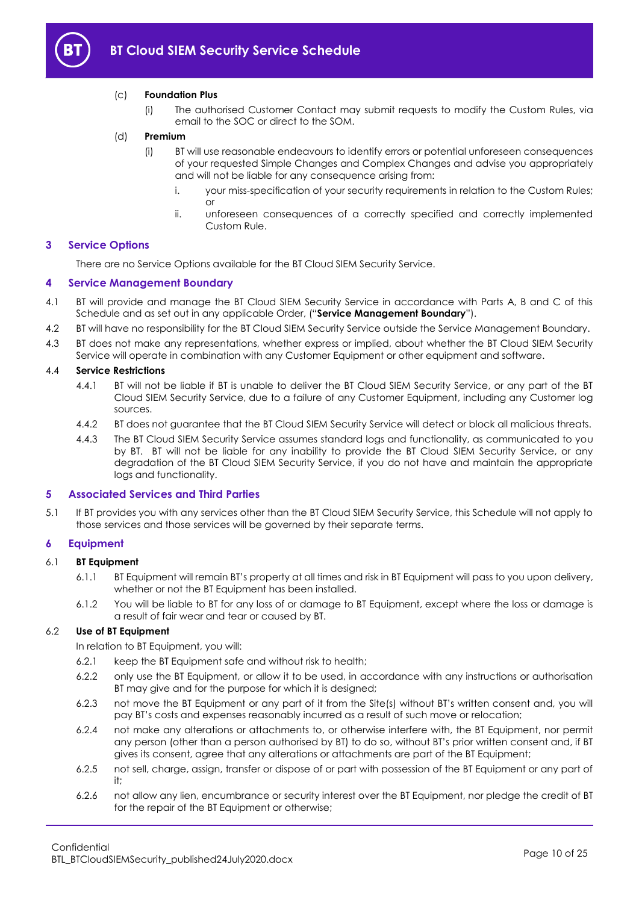(c) **Foundation Plus**

(i) The authorised Customer Contact may submit requests to modify the Custom Rules, via email to the SOC or direct to the SOM.

(d) **Premium**

(i) BT will use reasonable endeavours to identify errors or potential unforeseen consequences of your requested Simple Changes and Complex Changes and advise you appropriately and will not be liable for any consequence arising from:

i. your miss-specification of your security requirements in relation to the Custom Rules; or

ii. unforeseen consequences of a correctly specified and correctly implemented Custom Rule.

## 3 Service Options

There are no Service Options available for the BT Cloud SIEM Security Service.

## 4 Service Management Boundary

4.1 BT will provide and manage the BT Cloud SIEM Security Service in accordance with Parts A, B and C of this Schedule and as set out in any applicable Order, ("**Service Management Boundary**").

4.2 BT will have no responsibility for the BT Cloud SIEM Security Service outside the Service Management Boundary.

4.3 BT does not make any representations, whether express or implied, about whether the BT Cloud SIEM Security Service will operate in combination with any Customer Equipment or other equipment and software.

4.4 **Service Restrictions**

4.4.1 BT will not be liable if BT is unable to deliver the BT Cloud SIEM Security Service, or any part of the BT Cloud SIEM Security Service, due to a failure of any Customer Equipment, including any Customer log sources.

4.4.2 BT does not guarantee that the BT Cloud SIEM Security Service will detect or block all malicious threats.

4.4.3 The BT Cloud SIEM Security Service assumes standard logs and functionality, as communicated to you by BT. BT will not be liable for any inability to provide the BT Cloud SIEM Security Service, or any degradation of the BT Cloud SIEM Security Service, if you do not have and maintain the appropriate logs and functionality.

## 5 Associated Services and Third Parties

5.1 If BT provides you with any services other than the BT Cloud SIEM Security Service, this Schedule will not apply to those services and those services will be governed by their separate terms.

## 6 Equipment

6.1 **BT Equipment**

6.1.1 BT Equipment will remain BT's property at all times and risk in BT Equipment will pass to you upon delivery, whether or not the BT Equipment has been installed.

6.1.2 You will be liable to BT for any loss of or damage to BT Equipment, except where the loss or damage is a result of fair wear and tear or caused by BT.

6.2 **Use of BT Equipment**

In relation to BT Equipment, you will:

6.2.1 keep the BT Equipment safe and without risk to health;

6.2.2 only use the BT Equipment, or allow it to be used, in accordance with any instructions or authorisation BT may give and for the purpose for which it is designed;

6.2.3 not move the BT Equipment or any part of it from the Site(s) without BT's written consent and, you will pay BT's costs and expenses reasonably incurred as a result of such move or relocation;

6.2.4 not make any alterations or attachments to, or otherwise interfere with, the BT Equipment, nor permit any person (other than a person authorised by BT) to do so, without BT's prior written consent and, if BT gives its consent, agree that any alterations or attachments are part of the BT Equipment;

6.2.5 not sell, charge, assign, transfer or dispose of or part with possession of the BT Equipment or any part of it;

6.2.6 not allow any lien, encumbrance or security interest over the BT Equipment, nor pledge the credit of BT for the repair of the BT Equipment or otherwise;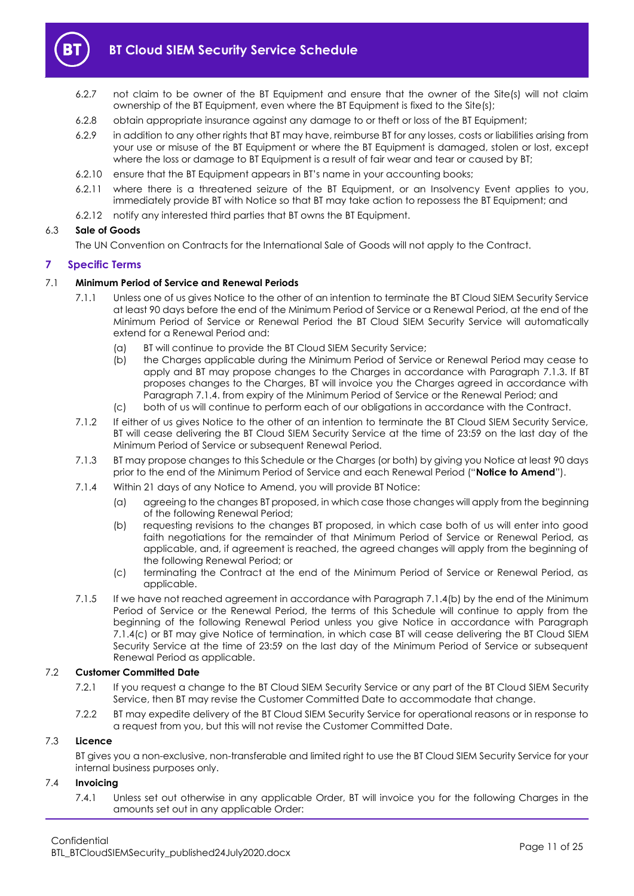6.2.7 not claim to be owner of the BT Equipment and ensure that the owner of the Site(s) will not claim ownership of the BT Equipment, even where the BT Equipment is fixed to the Site(s);

6.2.8 obtain appropriate insurance against any damage to or theft or loss of the BT Equipment;

6.2.9 in addition to any other rights that BT may have, reimburse BT for any losses, costs or liabilities arising from your use or misuse of the BT Equipment or where the BT Equipment is damaged, stolen or lost, except where the loss or damage to BT Equipment is a result of fair wear and tear or caused by BT;

6.2.10 ensure that the BT Equipment appears in BT's name in your accounting books;

6.2.11 where there is a threatened seizure of the BT Equipment, or an Insolvency Event applies to you, immediately provide BT with Notice so that BT may take action to repossess the BT Equipment; and

6.2.12 notify any interested third parties that BT owns the BT Equipment.

6.3 **Sale of Goods**

The UN Convention on Contracts for the International Sale of Goods will not apply to the Contract.

## 7 Specific Terms

7.1 **Minimum Period of Service and Renewal Periods**

7.1.1 Unless one of us gives Notice to the other of an intention to terminate the BT Cloud SIEM Security Service at least 90 days before the end of the Minimum Period of Service or a Renewal Period, at the end of the Minimum Period of Service or Renewal Period the BT Cloud SIEM Security Service will automatically extend for a Renewal Period and:

(a) BT will continue to provide the BT Cloud SIEM Security Service;

(b) the Charges applicable during the Minimum Period of Service or Renewal Period may cease to apply and BT may propose changes to the Charges in accordance with Paragraph 7.1.3. If BT proposes changes to the Charges, BT will invoice you the Charges agreed in accordance with Paragraph 7.1.4. from expiry of the Minimum Period of Service or the Renewal Period; and

(c) both of us will continue to perform each of our obligations in accordance with the Contract.

7.1.2 If either of us gives Notice to the other of an intention to terminate the BT Cloud SIEM Security Service, BT will cease delivering the BT Cloud SIEM Security Service at the time of 23:59 on the last day of the Minimum Period of Service or subsequent Renewal Period.

7.1.3 BT may propose changes to this Schedule or the Charges (or both) by giving you Notice at least 90 days prior to the end of the Minimum Period of Service and each Renewal Period ("**Notice to Amend**").

7.1.4 Within 21 days of any Notice to Amend, you will provide BT Notice:

(a) agreeing to the changes BT proposed, in which case those changes will apply from the beginning of the following Renewal Period;

(b) requesting revisions to the changes BT proposed, in which case both of us will enter into good faith negotiations for the remainder of that Minimum Period of Service or Renewal Period, as applicable, and, if agreement is reached, the agreed changes will apply from the beginning of the following Renewal Period; or

(c) terminating the Contract at the end of the Minimum Period of Service or Renewal Period, as applicable.

7.1.5 If we have not reached agreement in accordance with Paragraph 7.1.4(b) by the end of the Minimum Period of Service or the Renewal Period, the terms of this Schedule will continue to apply from the beginning of the following Renewal Period unless you give Notice in accordance with Paragraph 7.1.4(c) or BT may give Notice of termination, in which case BT will cease delivering the BT Cloud SIEM Security Service at the time of 23:59 on the last day of the Minimum Period of Service or subsequent Renewal Period as applicable.

7.2 **Customer Committed Date**

7.2.1 If you request a change to the BT Cloud SIEM Security Service or any part of the BT Cloud SIEM Security Service, then BT may revise the Customer Committed Date to accommodate that change.

7.2.2 BT may expedite delivery of the BT Cloud SIEM Security Service for operational reasons or in response to a request from you, but this will not revise the Customer Committed Date.

7.3 **Licence**

BT gives you a non-exclusive, non-transferable and limited right to use the BT Cloud SIEM Security Service for your internal business purposes only.

7.4 **Invoicing**

7.4.1 Unless set out otherwise in any applicable Order, BT will invoice you for the following Charges in the amounts set out in any applicable Order: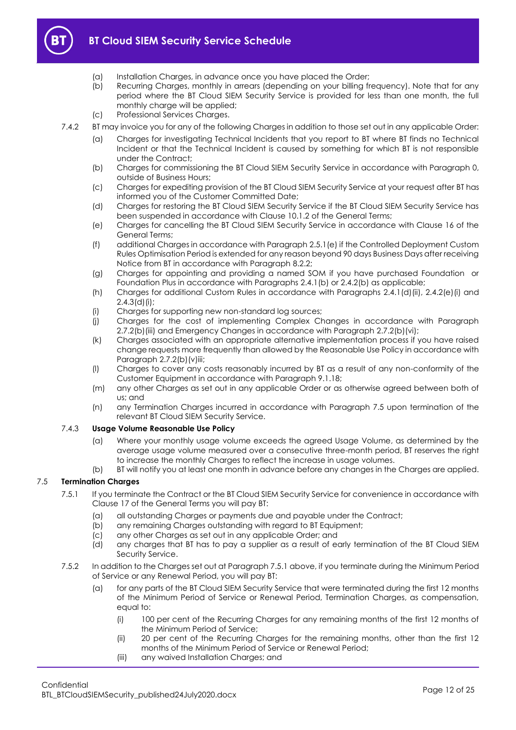- (a) Installation Charges, in advance once you have placed the Order;
- (b) Recurring Charges, monthly in arrears (depending on your billing frequency). Note that for any period where the BT Cloud SIEM Security Service is provided for less than one month, the full monthly charge will be applied;
- (c) Professional Services Charges.

7.4.2 BT may invoice you for any of the following Charges in addition to those set out in any applicable Order:

- (a) Charges for investigating Technical Incidents that you report to BT where BT finds no Technical Incident or that the Technical Incident is caused by something for which BT is not responsible under the Contract;
- (b) Charges for commissioning the BT Cloud SIEM Security Service in accordance with Paragraph 0, outside of Business Hours;
- (c) Charges for expediting provision of the BT Cloud SIEM Security Service at your request after BT has informed you of the Customer Committed Date;
- (d) Charges for restoring the BT Cloud SIEM Security Service if the BT Cloud SIEM Security Service has been suspended in accordance with Clause 10.1.2 of the General Terms;
- (e) Charges for cancelling the BT Cloud SIEM Security Service in accordance with Clause 16 of the General Terms;
- (f) additional Charges in accordance with Paragraph 2.5.1(e) if the Controlled Deployment Custom Rules Optimisation Period is extended for any reason beyond 90 days Business Days after receiving Notice from BT in accordance with Paragraph 8.2.2;
- (g) Charges for appointing and providing a named SOM if you have purchased Foundation or Foundation Plus in accordance with Paragraphs 2.4.1(b) or 2.4.2(b) as applicable;
- (h) Charges for additional Custom Rules in accordance with Paragraphs 2.4.1(d)(ii), 2.4.2(e)(i) and 2.4.3(d)(i);
- (i) Charges for supporting new non-standard log sources;
- (j) Charges for the cost of implementing Complex Changes in accordance with Paragraph 2.7.2(b)(iii) and Emergency Changes in accordance with Paragraph 2.7.2(b)(vi);
- (k) Charges associated with an appropriate alternative implementation process if you have raised change requests more frequently than allowed by the Reasonable Use Policy in accordance with Paragraph 2.7.2(b)(v)iii;
- (l) Charges to cover any costs reasonably incurred by BT as a result of any non-conformity of the Customer Equipment in accordance with Paragraph 9.1.18;
- (m) any other Charges as set out in any applicable Order or as otherwise agreed between both of us; and
- (n) any Termination Charges incurred in accordance with Paragraph 7.5 upon termination of the relevant BT Cloud SIEM Security Service.

7.4.3 **Usage Volume Reasonable Use Policy**

- (a) Where your monthly usage volume exceeds the agreed Usage Volume, as determined by the average usage volume measured over a consecutive three-month period, BT reserves the right to increase the monthly Charges to reflect the increase in usage volumes.
- (b) BT will notify you at least one month in advance before any changes in the Charges are applied.

### 7.5 Termination Charges

7.5.1 If you terminate the Contract or the BT Cloud SIEM Security Service for convenience in accordance with Clause 17 of the General Terms you will pay BT:

- (a) all outstanding Charges or payments due and payable under the Contract;
- (b) any remaining Charges outstanding with regard to BT Equipment;
- (c) any other Charges as set out in any applicable Order; and
- (d) any charges that BT has to pay a supplier as a result of early termination of the BT Cloud SIEM Security Service.

7.5.2 In addition to the Charges set out at Paragraph 7.5.1 above, if you terminate during the Minimum Period of Service or any Renewal Period, you will pay BT:

- (a) for any parts of the BT Cloud SIEM Security Service that were terminated during the first 12 months of the Minimum Period of Service or Renewal Period, Termination Charges, as compensation, equal to:
  - (i) 100 per cent of the Recurring Charges for any remaining months of the first 12 months of the Minimum Period of Service;
  - (ii) 20 per cent of the Recurring Charges for the remaining months, other than the first 12 months of the Minimum Period of Service or Renewal Period;
  - (iii) any waived Installation Charges; and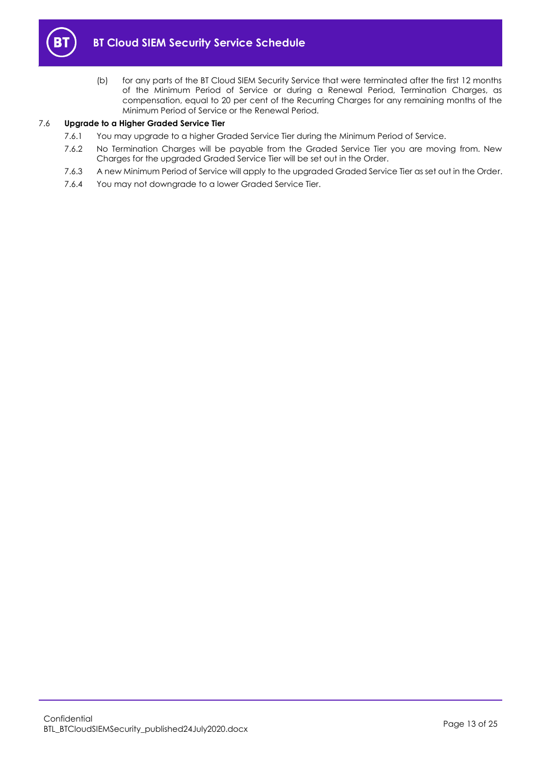(b) for any parts of the BT Cloud SIEM Security Service that were terminated after the first 12 months of the Minimum Period of Service or during a Renewal Period, Termination Charges, as compensation, equal to 20 per cent of the Recurring Charges for any remaining months of the Minimum Period of Service or the Renewal Period.

### 7.6 Upgrade to a Higher Graded Service Tier

7.6.1 You may upgrade to a higher Graded Service Tier during the Minimum Period of Service.

7.6.2 No Termination Charges will be payable from the Graded Service Tier you are moving from. New Charges for the upgraded Graded Service Tier will be set out in the Order.

7.6.3 A new Minimum Period of Service will apply to the upgraded Graded Service Tier as set out in the Order.

7.6.4 You may not downgrade to a lower Graded Service Tier.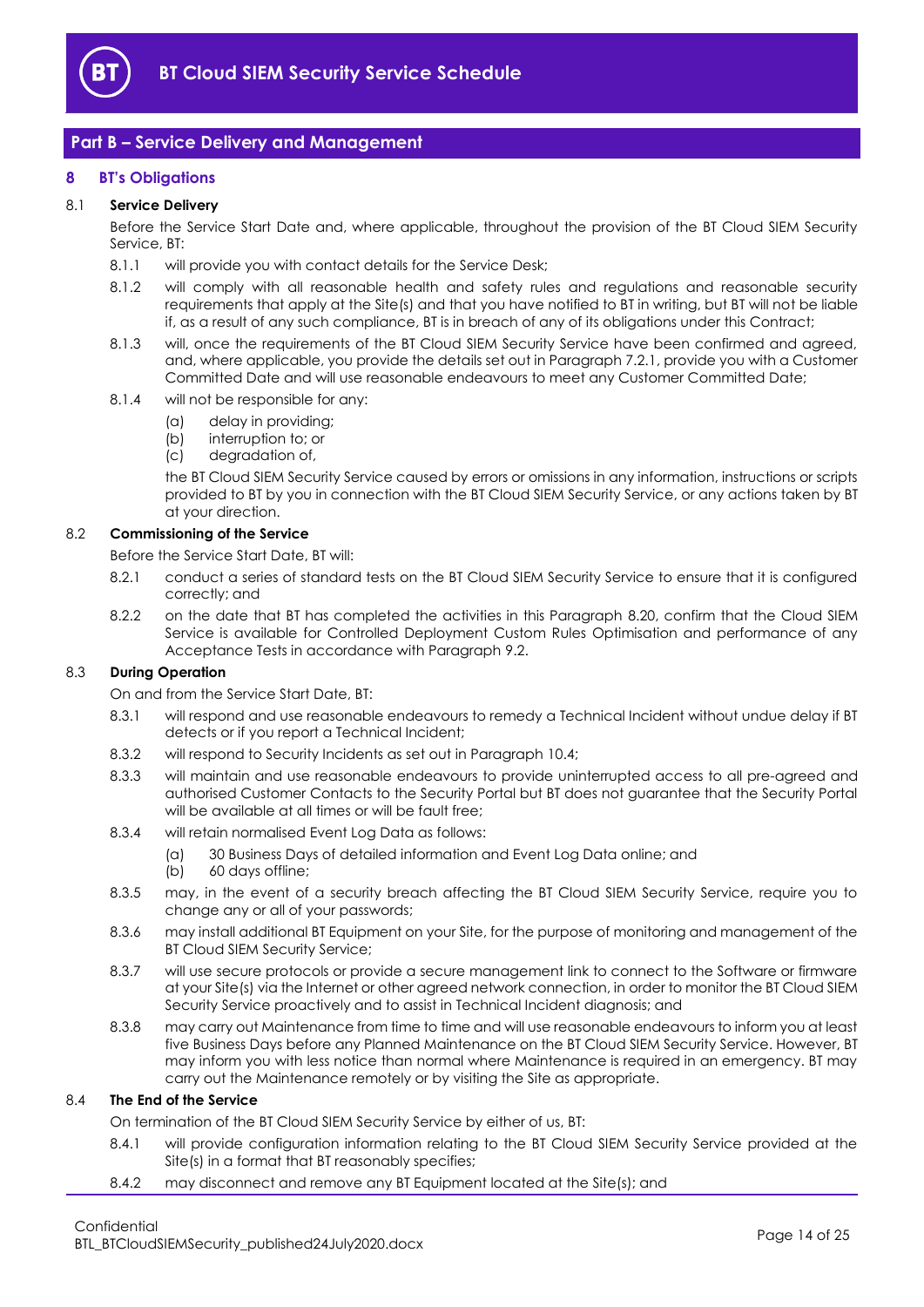## Part B – Service Delivery and Management

### 8 BT's Obligations

**8.1 Service Delivery**

Before the Service Start Date and, where applicable, throughout the provision of the BT Cloud SIEM Security Service, BT:

8.1.1 will provide you with contact details for the Service Desk;

8.1.2 will comply with all reasonable health and safety rules and regulations and reasonable security requirements that apply at the Site(s) and that you have notified to BT in writing, but BT will not be liable if, as a result of any such compliance, BT is in breach of any of its obligations under this Contract;

8.1.3 will, once the requirements of the BT Cloud SIEM Security Service have been confirmed and agreed, and, where applicable, you provide the details set out in Paragraph 7.2.1, provide you with a Customer Committed Date and will use reasonable endeavours to meet any Customer Committed Date;

8.1.4 will not be responsible for any:

(a) delay in providing;
(b) interruption to; or
(c) degradation of,

the BT Cloud SIEM Security Service caused by errors or omissions in any information, instructions or scripts provided to BT by you in connection with the BT Cloud SIEM Security Service, or any actions taken by BT at your direction.

**8.2 Commissioning of the Service**

Before the Service Start Date, BT will:

8.2.1 conduct a series of standard tests on the BT Cloud SIEM Security Service to ensure that it is configured correctly; and

8.2.2 on the date that BT has completed the activities in this Paragraph 8.20, confirm that the Cloud SIEM Service is available for Controlled Deployment Custom Rules Optimisation and performance of any Acceptance Tests in accordance with Paragraph 9.2.

**8.3 During Operation**

On and from the Service Start Date, BT:

8.3.1 will respond and use reasonable endeavours to remedy a Technical Incident without undue delay if BT detects or if you report a Technical Incident;

8.3.2 will respond to Security Incidents as set out in Paragraph 10.4;

8.3.3 will maintain and use reasonable endeavours to provide uninterrupted access to all pre-agreed and authorised Customer Contacts to the Security Portal but BT does not guarantee that the Security Portal will be available at all times or will be fault free;

8.3.4 will retain normalised Event Log Data as follows:

(a) 30 Business Days of detailed information and Event Log Data online; and
(b) 60 days offline;

8.3.5 may, in the event of a security breach affecting the BT Cloud SIEM Security Service, require you to change any or all of your passwords;

8.3.6 may install additional BT Equipment on your Site, for the purpose of monitoring and management of the BT Cloud SIEM Security Service;

8.3.7 will use secure protocols or provide a secure management link to connect to the Software or firmware at your Site(s) via the Internet or other agreed network connection, in order to monitor the BT Cloud SIEM Security Service proactively and to assist in Technical Incident diagnosis; and

8.3.8 may carry out Maintenance from time to time and will use reasonable endeavours to inform you at least five Business Days before any Planned Maintenance on the BT Cloud SIEM Security Service. However, BT may inform you with less notice than normal where Maintenance is required in an emergency. BT may carry out the Maintenance remotely or by visiting the Site as appropriate.

**8.4 The End of the Service**

On termination of the BT Cloud SIEM Security Service by either of us, BT:

8.4.1 will provide configuration information relating to the BT Cloud SIEM Security Service provided at the Site(s) in a format that BT reasonably specifies;

8.4.2 may disconnect and remove any BT Equipment located at the Site(s); and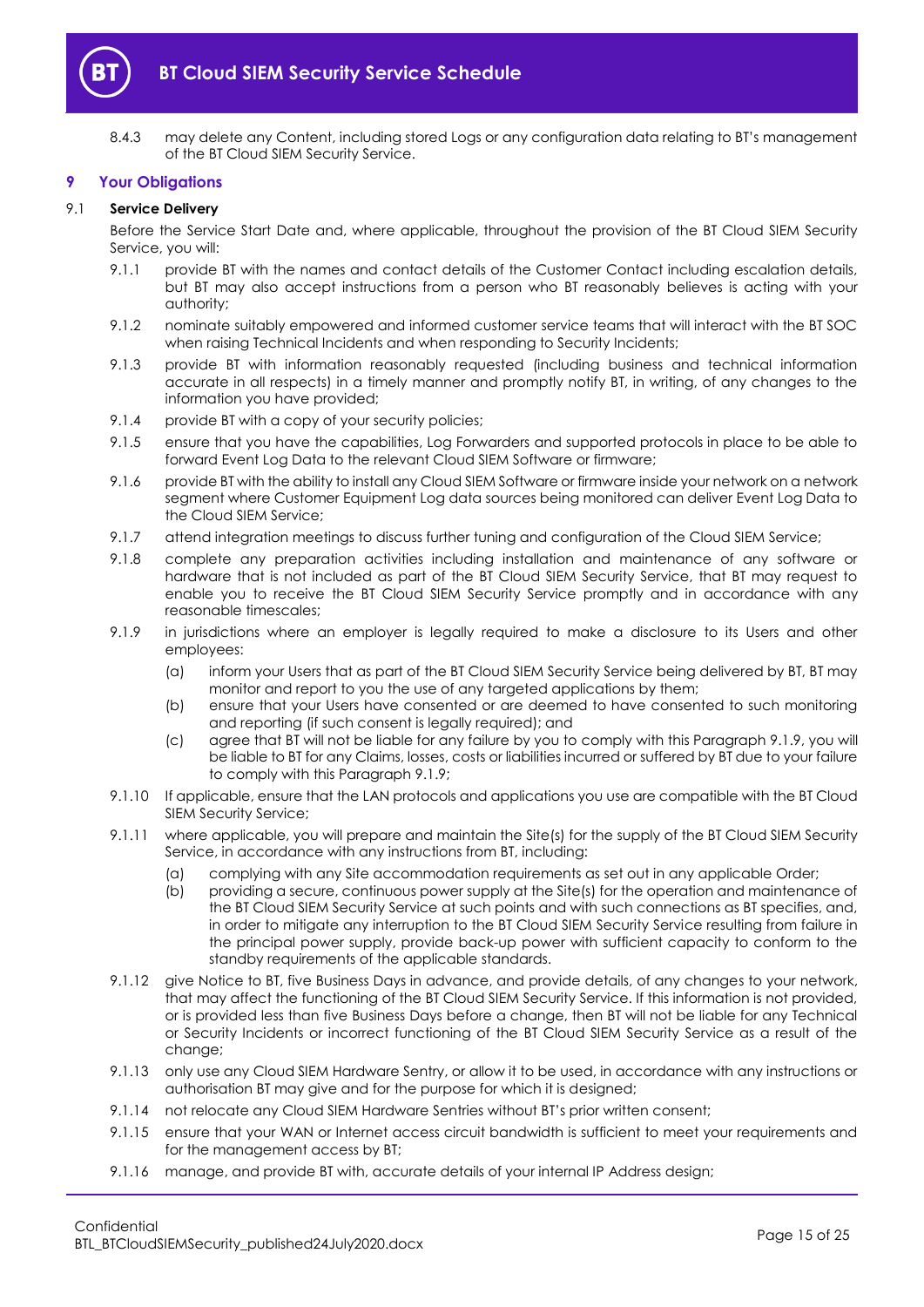8.4.3 may delete any Content, including stored Logs or any configuration data relating to BT's management of the BT Cloud SIEM Security Service.

## 9 Your Obligations

### 9.1 Service Delivery

Before the Service Start Date and, where applicable, throughout the provision of the BT Cloud SIEM Security Service, you will:

9.1.1 provide BT with the names and contact details of the Customer Contact including escalation details, but BT may also accept instructions from a person who BT reasonably believes is acting with your authority;

9.1.2 nominate suitably empowered and informed customer service teams that will interact with the BT SOC when raising Technical Incidents and when responding to Security Incidents;

9.1.3 provide BT with information reasonably requested (including business and technical information accurate in all respects) in a timely manner and promptly notify BT, in writing, of any changes to the information you have provided;

9.1.4 provide BT with a copy of your security policies;

9.1.5 ensure that you have the capabilities, Log Forwarders and supported protocols in place to be able to forward Event Log Data to the relevant Cloud SIEM Software or firmware;

9.1.6 provide BT with the ability to install any Cloud SIEM Software or firmware inside your network on a network segment where Customer Equipment Log data sources being monitored can deliver Event Log Data to the Cloud SIEM Service;

9.1.7 attend integration meetings to discuss further tuning and configuration of the Cloud SIEM Service;

9.1.8 complete any preparation activities including installation and maintenance of any software or hardware that is not included as part of the BT Cloud SIEM Security Service, that BT may request to enable you to receive the BT Cloud SIEM Security Service promptly and in accordance with any reasonable timescales;

9.1.9 in jurisdictions where an employer is legally required to make a disclosure to its Users and other employees:

(a) inform your Users that as part of the BT Cloud SIEM Security Service being delivered by BT, BT may monitor and report to you the use of any targeted applications by them;

(b) ensure that your Users have consented or are deemed to have consented to such monitoring and reporting (if such consent is legally required); and

(c) agree that BT will not be liable for any failure by you to comply with this Paragraph 9.1.9, you will be liable to BT for any Claims, losses, costs or liabilities incurred or suffered by BT due to your failure to comply with this Paragraph 9.1.9;

9.1.10 If applicable, ensure that the LAN protocols and applications you use are compatible with the BT Cloud SIEM Security Service;

9.1.11 where applicable, you will prepare and maintain the Site(s) for the supply of the BT Cloud SIEM Security Service, in accordance with any instructions from BT, including:

(a) complying with any Site accommodation requirements as set out in any applicable Order;

(b) providing a secure, continuous power supply at the Site(s) for the operation and maintenance of the BT Cloud SIEM Security Service at such points and with such connections as BT specifies, and, in order to mitigate any interruption to the BT Cloud SIEM Security Service resulting from failure in the principal power supply, provide back-up power with sufficient capacity to conform to the standby requirements of the applicable standards.

9.1.12 give Notice to BT, five Business Days in advance, and provide details, of any changes to your network, that may affect the functioning of the BT Cloud SIEM Security Service. If this information is not provided, or is provided less than five Business Days before a change, then BT will not be liable for any Technical or Security Incidents or incorrect functioning of the BT Cloud SIEM Security Service as a result of the change;

9.1.13 only use any Cloud SIEM Hardware Sentry, or allow it to be used, in accordance with any instructions or authorisation BT may give and for the purpose for which it is designed;

9.1.14 not relocate any Cloud SIEM Hardware Sentries without BT's prior written consent;

9.1.15 ensure that your WAN or Internet access circuit bandwidth is sufficient to meet your requirements and for the management access by BT;

9.1.16 manage, and provide BT with, accurate details of your internal IP Address design;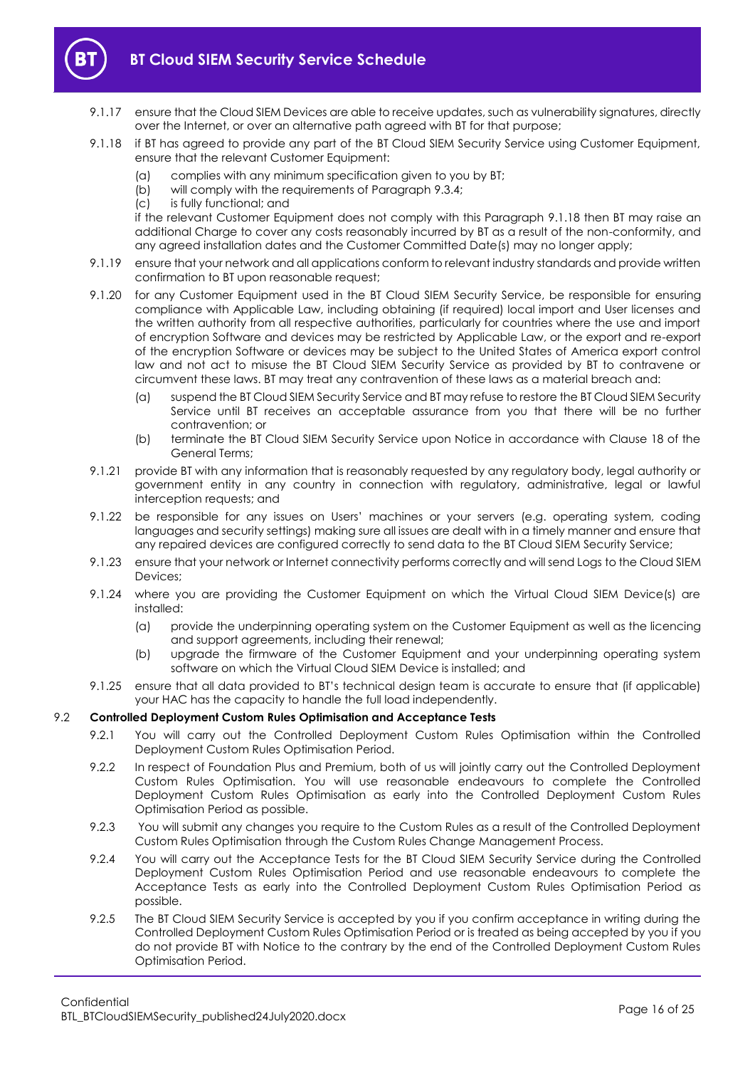9.1.17 ensure that the Cloud SIEM Devices are able to receive updates, such as vulnerability signatures, directly over the Internet, or over an alternative path agreed with BT for that purpose;

9.1.18 if BT has agreed to provide any part of the BT Cloud SIEM Security Service using Customer Equipment, ensure that the relevant Customer Equipment:

(a) complies with any minimum specification given to you by BT;

(b) will comply with the requirements of Paragraph 9.3.4;

(c) is fully functional; and

if the relevant Customer Equipment does not comply with this Paragraph 9.1.18 then BT may raise an additional Charge to cover any costs reasonably incurred by BT as a result of the non-conformity, and any agreed installation dates and the Customer Committed Date(s) may no longer apply;

9.1.19 ensure that your network and all applications conform to relevant industry standards and provide written confirmation to BT upon reasonable request;

9.1.20 for any Customer Equipment used in the BT Cloud SIEM Security Service, be responsible for ensuring compliance with Applicable Law, including obtaining (if required) local import and User licenses and the written authority from all respective authorities, particularly for countries where the use and import of encryption Software and devices may be restricted by Applicable Law, or the export and re-export of the encryption Software or devices may be subject to the United States of America export control law and not act to misuse the BT Cloud SIEM Security Service as provided by BT to contravene or circumvent these laws. BT may treat any contravention of these laws as a material breach and:

(a) suspend the BT Cloud SIEM Security Service and BT may refuse to restore the BT Cloud SIEM Security Service until BT receives an acceptable assurance from you that there will be no further contravention; or

(b) terminate the BT Cloud SIEM Security Service upon Notice in accordance with Clause 18 of the General Terms;

9.1.21 provide BT with any information that is reasonably requested by any regulatory body, legal authority or government entity in any country in connection with regulatory, administrative, legal or lawful interception requests; and

9.1.22 be responsible for any issues on Users' machines or your servers (e.g. operating system, coding languages and security settings) making sure all issues are dealt with in a timely manner and ensure that any repaired devices are configured correctly to send data to the BT Cloud SIEM Security Service;

9.1.23 ensure that your network or Internet connectivity performs correctly and will send Logs to the Cloud SIEM Devices;

9.1.24 where you are providing the Customer Equipment on which the Virtual Cloud SIEM Device(s) are installed:

(a) provide the underpinning operating system on the Customer Equipment as well as the licencing and support agreements, including their renewal;

(b) upgrade the firmware of the Customer Equipment and your underpinning operating system software on which the Virtual Cloud SIEM Device is installed; and

9.1.25 ensure that all data provided to BT's technical design team is accurate to ensure that (if applicable) your HAC has the capacity to handle the full load independently.

### 9.2 Controlled Deployment Custom Rules Optimisation and Acceptance Tests

9.2.1 You will carry out the Controlled Deployment Custom Rules Optimisation within the Controlled Deployment Custom Rules Optimisation Period.

9.2.2 In respect of Foundation Plus and Premium, both of us will jointly carry out the Controlled Deployment Custom Rules Optimisation. You will use reasonable endeavours to complete the Controlled Deployment Custom Rules Optimisation as early into the Controlled Deployment Custom Rules Optimisation Period as possible.

9.2.3 You will submit any changes you require to the Custom Rules as a result of the Controlled Deployment Custom Rules Optimisation through the Custom Rules Change Management Process.

9.2.4 You will carry out the Acceptance Tests for the BT Cloud SIEM Security Service during the Controlled Deployment Custom Rules Optimisation Period and use reasonable endeavours to complete the Acceptance Tests as early into the Controlled Deployment Custom Rules Optimisation Period as possible.

9.2.5 The BT Cloud SIEM Security Service is accepted by you if you confirm acceptance in writing during the Controlled Deployment Custom Rules Optimisation Period or is treated as being accepted by you if you do not provide BT with Notice to the contrary by the end of the Controlled Deployment Custom Rules Optimisation Period.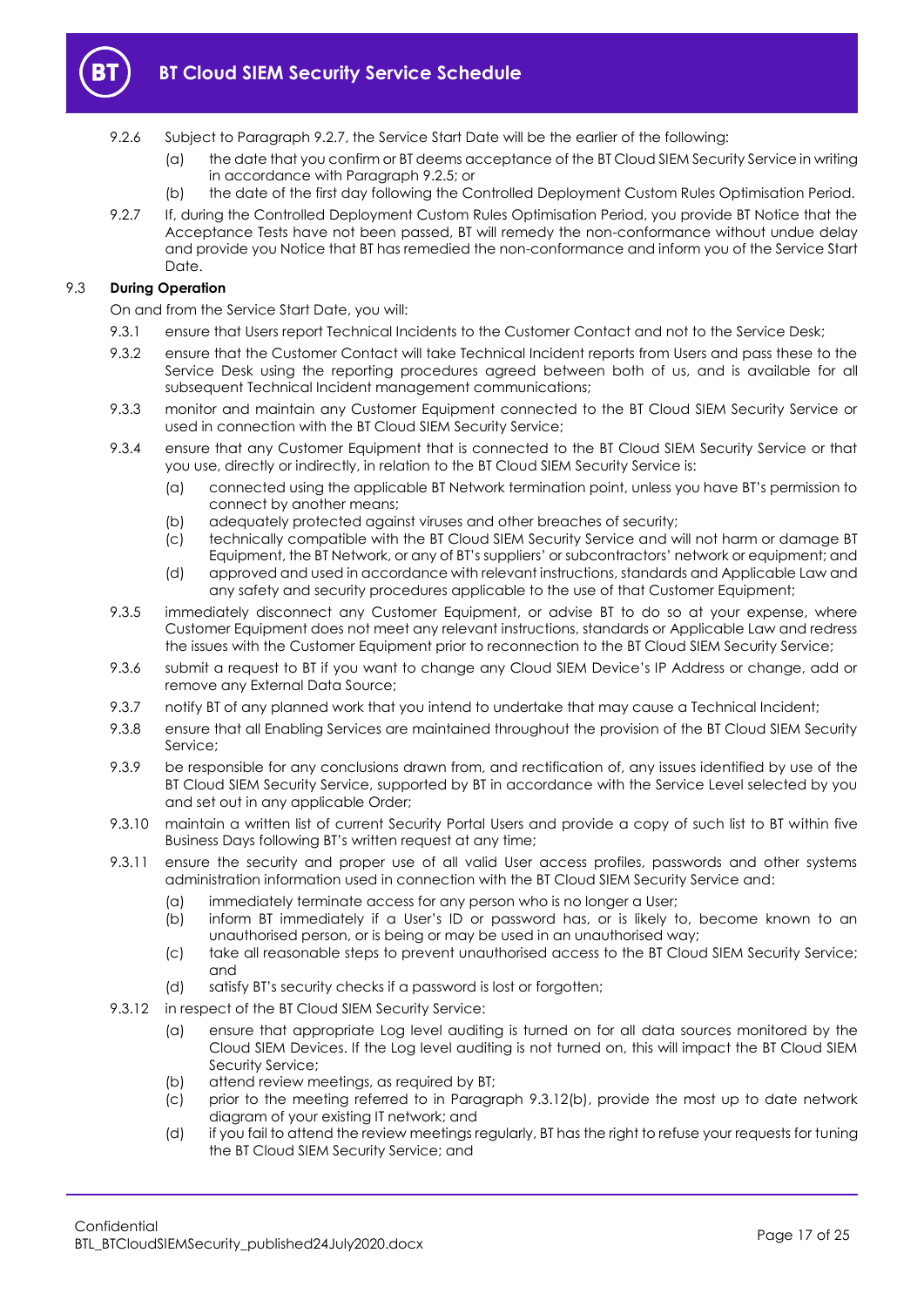9.2.6 Subject to Paragraph 9.2.7, the Service Start Date will be the earlier of the following:

(a) the date that you confirm or BT deems acceptance of the BT Cloud SIEM Security Service in writing in accordance with Paragraph 9.2.5; or

(b) the date of the first day following the Controlled Deployment Custom Rules Optimisation Period.

9.2.7 If, during the Controlled Deployment Custom Rules Optimisation Period, you provide BT Notice that the Acceptance Tests have not been passed, BT will remedy the non-conformance without undue delay and provide you Notice that BT has remedied the non-conformance and inform you of the Service Start Date.

### 9.3 During Operation

On and from the Service Start Date, you will:

9.3.1 ensure that Users report Technical Incidents to the Customer Contact and not to the Service Desk;

9.3.2 ensure that the Customer Contact will take Technical Incident reports from Users and pass these to the Service Desk using the reporting procedures agreed between both of us, and is available for all subsequent Technical Incident management communications;

9.3.3 monitor and maintain any Customer Equipment connected to the BT Cloud SIEM Security Service or used in connection with the BT Cloud SIEM Security Service;

9.3.4 ensure that any Customer Equipment that is connected to the BT Cloud SIEM Security Service or that you use, directly or indirectly, in relation to the BT Cloud SIEM Security Service is:

(a) connected using the applicable BT Network termination point, unless you have BT's permission to connect by another means;

(b) adequately protected against viruses and other breaches of security;

(c) technically compatible with the BT Cloud SIEM Security Service and will not harm or damage BT Equipment, the BT Network, or any of BT's suppliers' or subcontractors' network or equipment; and

(d) approved and used in accordance with relevant instructions, standards and Applicable Law and any safety and security procedures applicable to the use of that Customer Equipment;

9.3.5 immediately disconnect any Customer Equipment, or advise BT to do so at your expense, where Customer Equipment does not meet any relevant instructions, standards or Applicable Law and redress the issues with the Customer Equipment prior to reconnection to the BT Cloud SIEM Security Service;

9.3.6 submit a request to BT if you want to change any Cloud SIEM Device's IP Address or change, add or remove any External Data Source;

9.3.7 notify BT of any planned work that you intend to undertake that may cause a Technical Incident;

9.3.8 ensure that all Enabling Services are maintained throughout the provision of the BT Cloud SIEM Security Service;

9.3.9 be responsible for any conclusions drawn from, and rectification of, any issues identified by use of the BT Cloud SIEM Security Service, supported by BT in accordance with the Service Level selected by you and set out in any applicable Order;

9.3.10 maintain a written list of current Security Portal Users and provide a copy of such list to BT within five Business Days following BT's written request at any time;

9.3.11 ensure the security and proper use of all valid User access profiles, passwords and other systems administration information used in connection with the BT Cloud SIEM Security Service and:

(a) immediately terminate access for any person who is no longer a User;

(b) inform BT immediately if a User's ID or password has, or is likely to, become known to an unauthorised person, or is being or may be used in an unauthorised way;

(c) take all reasonable steps to prevent unauthorised access to the BT Cloud SIEM Security Service; and

(d) satisfy BT's security checks if a password is lost or forgotten;

9.3.12 in respect of the BT Cloud SIEM Security Service:

(a) ensure that appropriate Log level auditing is turned on for all data sources monitored by the Cloud SIEM Devices. If the Log level auditing is not turned on, this will impact the BT Cloud SIEM Security Service;

(b) attend review meetings, as required by BT;

(c) prior to the meeting referred to in Paragraph 9.3.12(b), provide the most up to date network diagram of your existing IT network; and

(d) if you fail to attend the review meetings regularly, BT has the right to refuse your requests for tuning the BT Cloud SIEM Security Service; and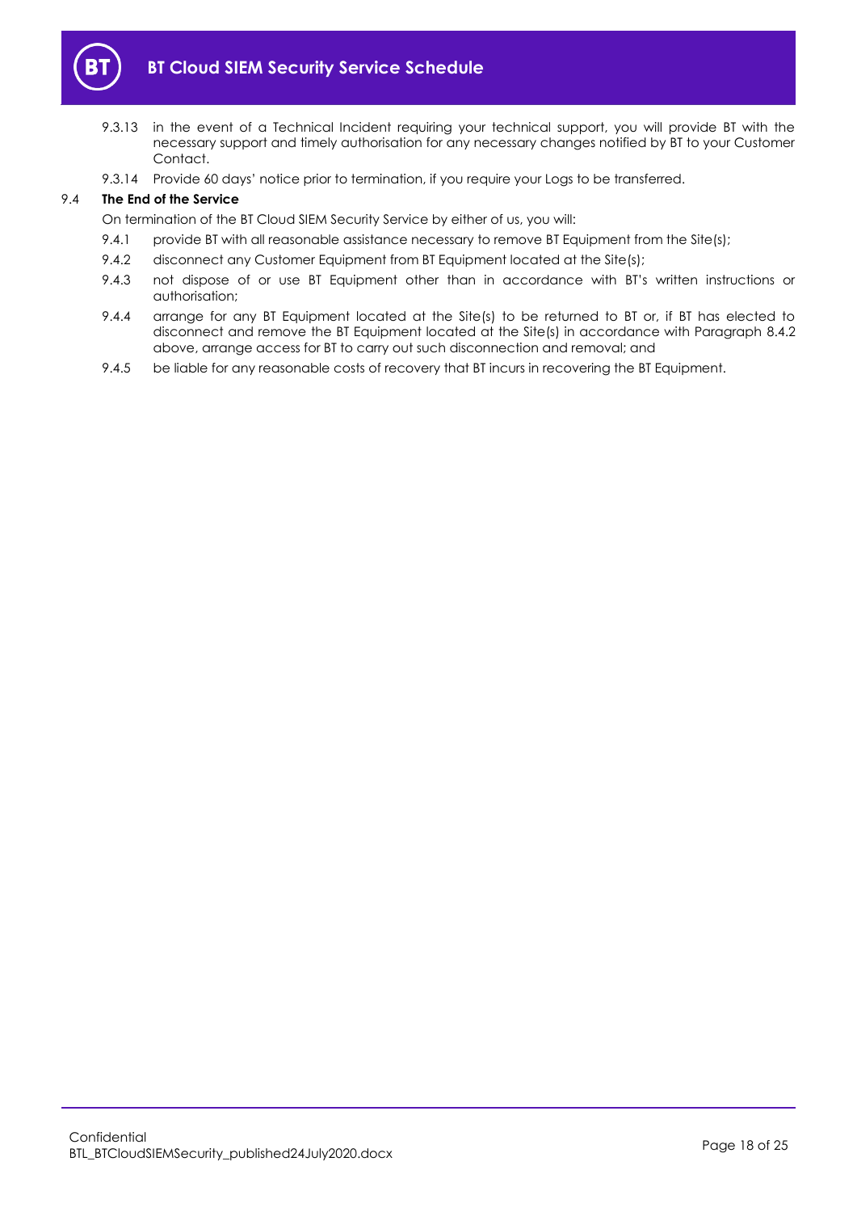9.3.13 in the event of a Technical Incident requiring your technical support, you will provide BT with the necessary support and timely authorisation for any necessary changes notified by BT to your Customer Contact.

9.3.14 Provide 60 days' notice prior to termination, if you require your Logs to be transferred.

### 9.4 The End of the Service

On termination of the BT Cloud SIEM Security Service by either of us, you will:

9.4.1 provide BT with all reasonable assistance necessary to remove BT Equipment from the Site(s);

9.4.2 disconnect any Customer Equipment from BT Equipment located at the Site(s);

9.4.3 not dispose of or use BT Equipment other than in accordance with BT's written instructions or authorisation;

9.4.4 arrange for any BT Equipment located at the Site(s) to be returned to BT or, if BT has elected to disconnect and remove the BT Equipment located at the Site(s) in accordance with Paragraph 8.4.2 above, arrange access for BT to carry out such disconnection and removal; and

9.4.5 be liable for any reasonable costs of recovery that BT incurs in recovering the BT Equipment.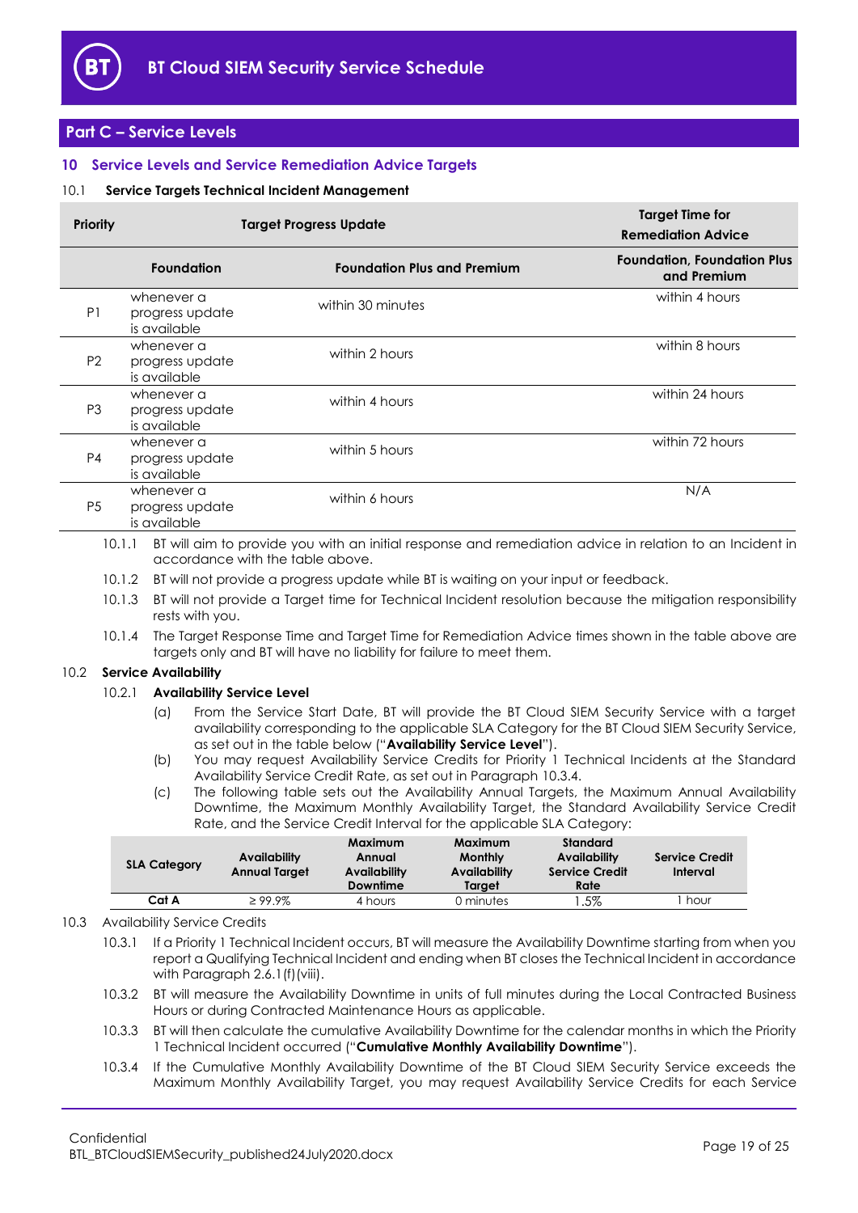## Part C – Service Levels

### 10 Service Levels and Service Remediation Advice Targets

#### 10.1 Service Targets Technical Incident Management

| Priority | Target Progress Update | | Target Time for Remediation Advice |
|---|---|---|---|
| | **Foundation** | **Foundation Plus and Premium** | **Foundation, Foundation Plus and Premium** |
| P1 | whenever a progress update is available | within 30 minutes | within 4 hours |
| P2 | whenever a progress update is available | within 2 hours | within 8 hours |
| P3 | whenever a progress update is available | within 4 hours | within 24 hours |
| P4 | whenever a progress update is available | within 5 hours | within 72 hours |
| P5 | whenever a progress update is available | within 6 hours | N/A |

10.1.1 BT will aim to provide you with an initial response and remediation advice in relation to an Incident in accordance with the table above.

10.1.2 BT will not provide a progress update while BT is waiting on your input or feedback.

10.1.3 BT will not provide a Target time for Technical Incident resolution because the mitigation responsibility rests with you.

10.1.4 The Target Response Time and Target Time for Remediation Advice times shown in the table above are targets only and BT will have no liability for failure to meet them.

#### 10.2 Service Availability

10.2.1 **Availability Service Level**

(a) From the Service Start Date, BT will provide the BT Cloud SIEM Security Service with a target availability corresponding to the applicable SLA Category for the BT Cloud SIEM Security Service, as set out in the table below ("**Availability Service Level**").

(b) You may request Availability Service Credits for Priority 1 Technical Incidents at the Standard Availability Service Credit Rate, as set out in Paragraph 10.3.4.

(c) The following table sets out the Availability Annual Targets, the Maximum Annual Availability Downtime, the Maximum Monthly Availability Target, the Standard Availability Service Credit Rate, and the Service Credit Interval for the applicable SLA Category:

| SLA Category | Availability Annual Target | Maximum Annual Availability Downtime | Maximum Monthly Availability Target | Standard Availability Service Credit Rate | Service Credit Interval |
|---|---|---|---|---|---|
| **Cat A** | ≥ 99.9% | 4 hours | 0 minutes | 1.5% | 1 hour |

#### 10.3 Availability Service Credits

10.3.1 If a Priority 1 Technical Incident occurs, BT will measure the Availability Downtime starting from when you report a Qualifying Technical Incident and ending when BT closes the Technical Incident in accordance with Paragraph 2.6.1(f)(viii).

10.3.2 BT will measure the Availability Downtime in units of full minutes during the Local Contracted Business Hours or during Contracted Maintenance Hours as applicable.

10.3.3 BT will then calculate the cumulative Availability Downtime for the calendar months in which the Priority 1 Technical Incident occurred ("**Cumulative Monthly Availability Downtime**").

10.3.4 If the Cumulative Monthly Availability Downtime of the BT Cloud SIEM Security Service exceeds the Maximum Monthly Availability Target, you may request Availability Service Credits for each Service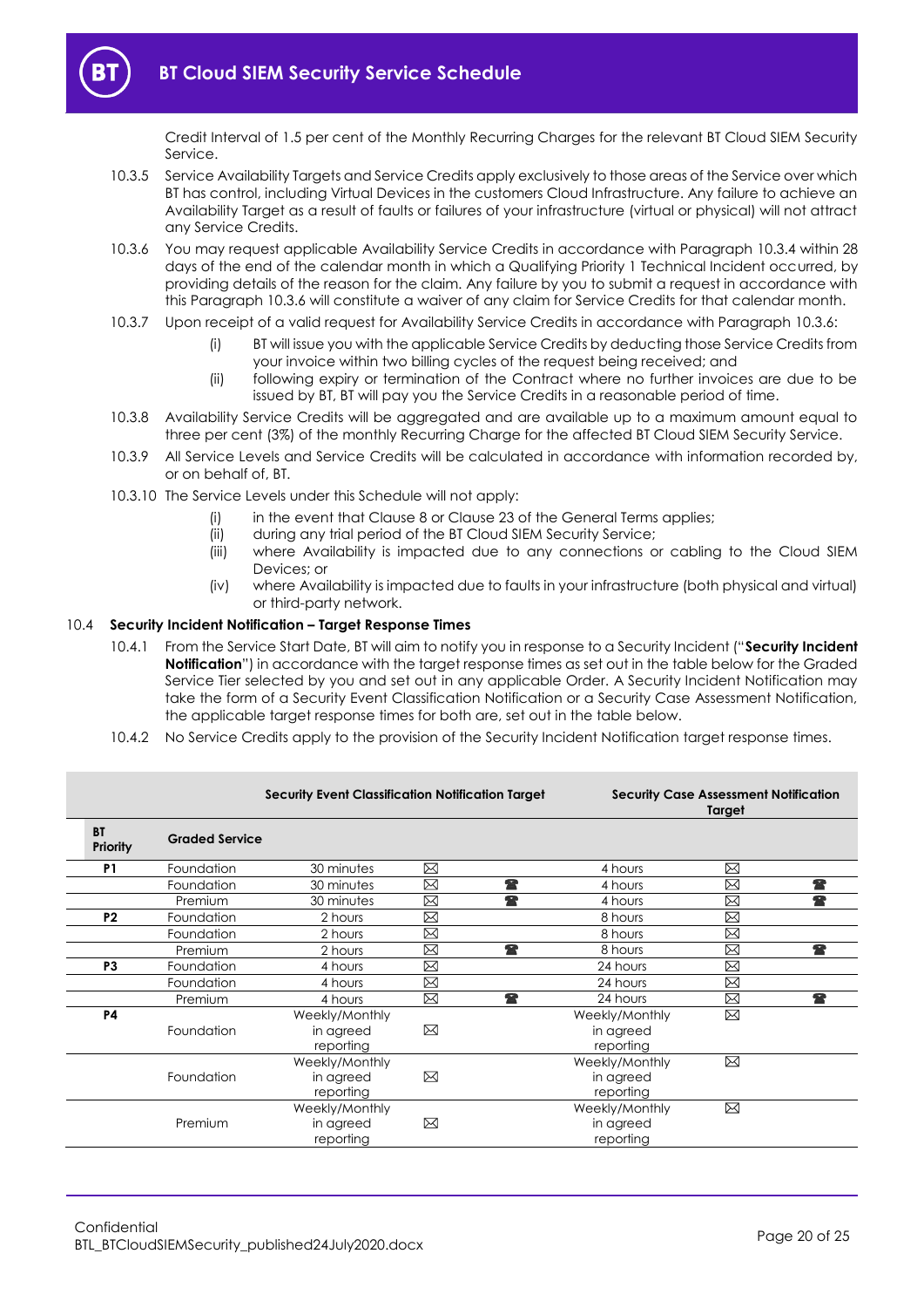Credit Interval of 1.5 per cent of the Monthly Recurring Charges for the relevant BT Cloud SIEM Security Service.

10.3.5 Service Availability Targets and Service Credits apply exclusively to those areas of the Service over which BT has control, including Virtual Devices in the customers Cloud Infrastructure. Any failure to achieve an Availability Target as a result of faults or failures of your infrastructure (virtual or physical) will not attract any Service Credits.

10.3.6 You may request applicable Availability Service Credits in accordance with Paragraph 10.3.4 within 28 days of the end of the calendar month in which a Qualifying Priority 1 Technical Incident occurred, by providing details of the reason for the claim. Any failure by you to submit a request in accordance with this Paragraph 10.3.6 will constitute a waiver of any claim for Service Credits for that calendar month.

10.3.7 Upon receipt of a valid request for Availability Service Credits in accordance with Paragraph 10.3.6:

(i) BT will issue you with the applicable Service Credits by deducting those Service Credits from your invoice within two billing cycles of the request being received; and

(ii) following expiry or termination of the Contract where no further invoices are due to be issued by BT, BT will pay you the Service Credits in a reasonable period of time.

10.3.8 Availability Service Credits will be aggregated and are available up to a maximum amount equal to three per cent (3%) of the monthly Recurring Charge for the affected BT Cloud SIEM Security Service.

10.3.9 All Service Levels and Service Credits will be calculated in accordance with information recorded by, or on behalf of, BT.

10.3.10 The Service Levels under this Schedule will not apply:

(i) in the event that Clause 8 or Clause 23 of the General Terms applies;

(ii) during any trial period of the BT Cloud SIEM Security Service;

(iii) where Availability is impacted due to any connections or cabling to the Cloud SIEM Devices; or

(iv) where Availability is impacted due to faults in your infrastructure (both physical and virtual) or third-party network.

10.4 **Security Incident Notification – Target Response Times**

10.4.1 From the Service Start Date, BT will aim to notify you in response to a Security Incident ("**Security Incident Notification**") in accordance with the target response times as set out in the table below for the Graded Service Tier selected by you and set out in any applicable Order. A Security Incident Notification may take the form of a Security Event Classification Notification or a Security Case Assessment Notification, the applicable target response times for both are, set out in the table below.

10.4.2 No Service Credits apply to the provision of the Security Incident Notification target response times.

| | | **Security Event Classification Notification Target** | | | **Security Case Assessment Notification Target** | | |
|---|---|---|---|---|---|---|---|
| **BT Priority** | **Graded Service** | | | | | | |
| **P1** | Foundation | 30 minutes | ✉ | | 4 hours | ✉ | |
| | Foundation | 30 minutes | ✉ | ☎ | 4 hours | ✉ | ☎ |
| | Premium | 30 minutes | ✉ | ☎ | 4 hours | ✉ | ☎ |
| **P2** | Foundation | 2 hours | ✉ | | 8 hours | ✉ | |
| | Foundation | 2 hours | ✉ | | 8 hours | ✉ | |
| | Premium | 2 hours | ✉ | ☎ | 8 hours | ✉ | ☎ |
| **P3** | Foundation | 4 hours | ✉ | | 24 hours | ✉ | |
| | Foundation | 4 hours | ✉ | | 24 hours | ✉ | |
| | Premium | 4 hours | ✉ | ☎ | 24 hours | ✉ | ☎ |
| **P4** | Foundation | Weekly/Monthly in agreed reporting | ✉ | | Weekly/Monthly in agreed reporting | ✉ | |
| | Foundation | Weekly/Monthly in agreed reporting | ✉ | | Weekly/Monthly in agreed reporting | ✉ | |
| | Premium | Weekly/Monthly in agreed reporting | ✉ | | Weekly/Monthly in agreed reporting | ✉ | |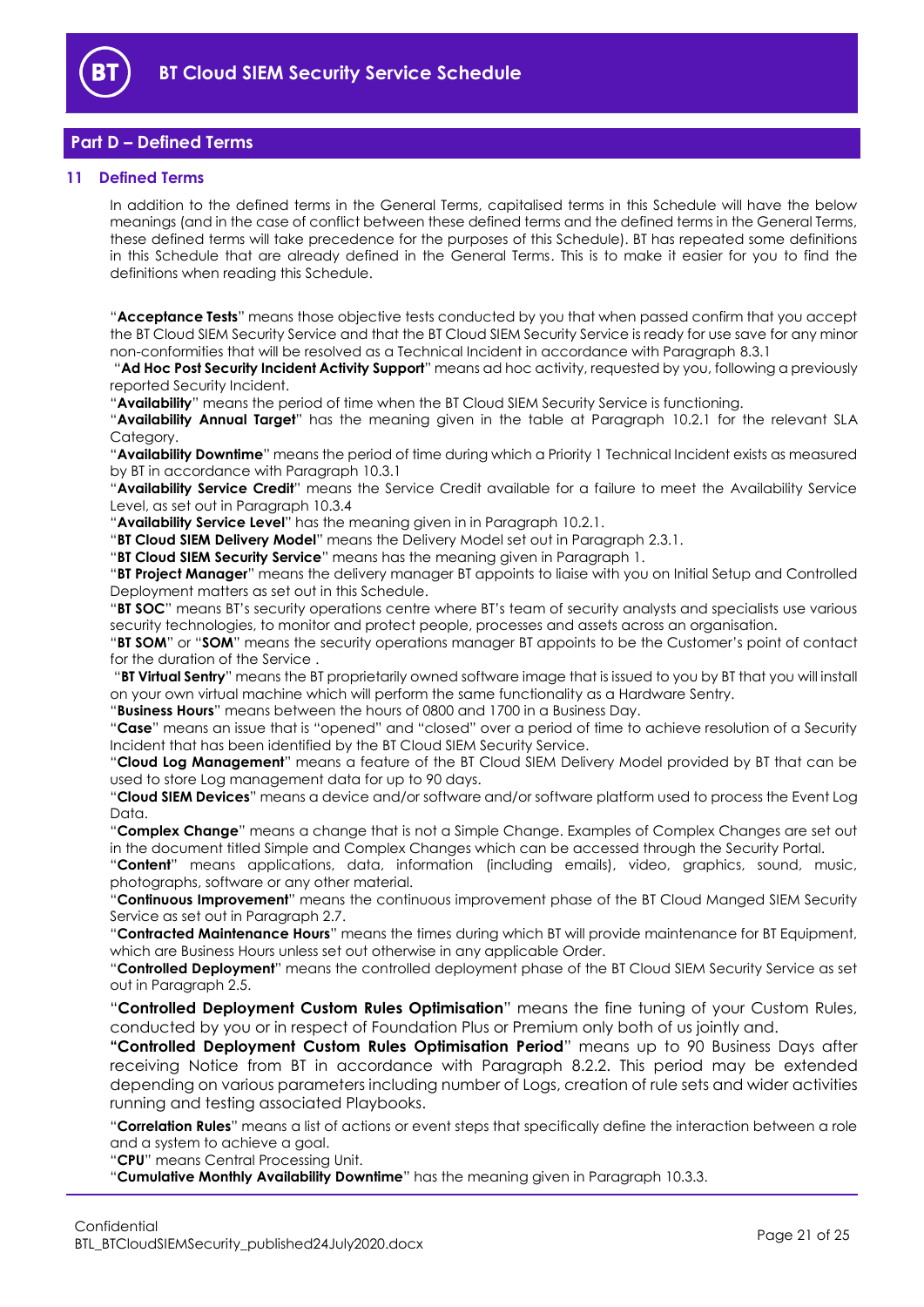## Part D – Defined Terms

### 11 Defined Terms

In addition to the defined terms in the General Terms, capitalised terms in this Schedule will have the below meanings (and in the case of conflict between these defined terms and the defined terms in the General Terms, these defined terms will take precedence for the purposes of this Schedule). BT has repeated some definitions in this Schedule that are already defined in the General Terms. This is to make it easier for you to find the definitions when reading this Schedule.

"**Acceptance Tests**" means those objective tests conducted by you that when passed confirm that you accept the BT Cloud SIEM Security Service and that the BT Cloud SIEM Security Service is ready for use save for any minor non-conformities that will be resolved as a Technical Incident in accordance with Paragraph 8.3.1

"**Ad Hoc Post Security Incident Activity Support**" means ad hoc activity, requested by you, following a previously reported Security Incident.

"**Availability**" means the period of time when the BT Cloud SIEM Security Service is functioning.

"**Availability Annual Target**" has the meaning given in the table at Paragraph 10.2.1 for the relevant SLA Category.

"**Availability Downtime**" means the period of time during which a Priority 1 Technical Incident exists as measured by BT in accordance with Paragraph 10.3.1

"**Availability Service Credit**" means the Service Credit available for a failure to meet the Availability Service Level, as set out in Paragraph 10.3.4

"**Availability Service Level**" has the meaning given in in Paragraph 10.2.1.

"**BT Cloud SIEM Delivery Model**" means the Delivery Model set out in Paragraph 2.3.1.

"**BT Cloud SIEM Security Service**" means has the meaning given in Paragraph 1.

"**BT Project Manager**" means the delivery manager BT appoints to liaise with you on Initial Setup and Controlled Deployment matters as set out in this Schedule.

"**BT SOC**" means BT's security operations centre where BT's team of security analysts and specialists use various security technologies, to monitor and protect people, processes and assets across an organisation.

"**BT SOM**" or "**SOM**" means the security operations manager BT appoints to be the Customer's point of contact for the duration of the Service .

"**BT Virtual Sentry**" means the BT proprietarily owned software image that is issued to you by BT that you will install on your own virtual machine which will perform the same functionality as a Hardware Sentry.

"**Business Hours**" means between the hours of 0800 and 1700 in a Business Day.

"**Case**" means an issue that is "opened" and "closed" over a period of time to achieve resolution of a Security Incident that has been identified by the BT Cloud SIEM Security Service.

"**Cloud Log Management**" means a feature of the BT Cloud SIEM Delivery Model provided by BT that can be used to store Log management data for up to 90 days.

"**Cloud SIEM Devices**" means a device and/or software and/or software platform used to process the Event Log Data.

"**Complex Change**" means a change that is not a Simple Change. Examples of Complex Changes are set out in the document titled Simple and Complex Changes which can be accessed through the Security Portal.

"**Content**" means applications, data, information (including emails), video, graphics, sound, music, photographs, software or any other material.

"**Continuous Improvement**" means the continuous improvement phase of the BT Cloud Manged SIEM Security Service as set out in Paragraph 2.7.

"**Contracted Maintenance Hours**" means the times during which BT will provide maintenance for BT Equipment, which are Business Hours unless set out otherwise in any applicable Order.

"**Controlled Deployment**" means the controlled deployment phase of the BT Cloud SIEM Security Service as set out in Paragraph 2.5.

"**Controlled Deployment Custom Rules Optimisation**" means the fine tuning of your Custom Rules, conducted by you or in respect of Foundation Plus or Premium only both of us jointly and.

"**Controlled Deployment Custom Rules Optimisation Period**" means up to 90 Business Days after receiving Notice from BT in accordance with Paragraph 8.2.2. This period may be extended depending on various parameters including number of Logs, creation of rule sets and wider activities running and testing associated Playbooks.

"**Correlation Rules**" means a list of actions or event steps that specifically define the interaction between a role and a system to achieve a goal.

"**CPU**" means Central Processing Unit.

"**Cumulative Monthly Availability Downtime**" has the meaning given in Paragraph 10.3.3.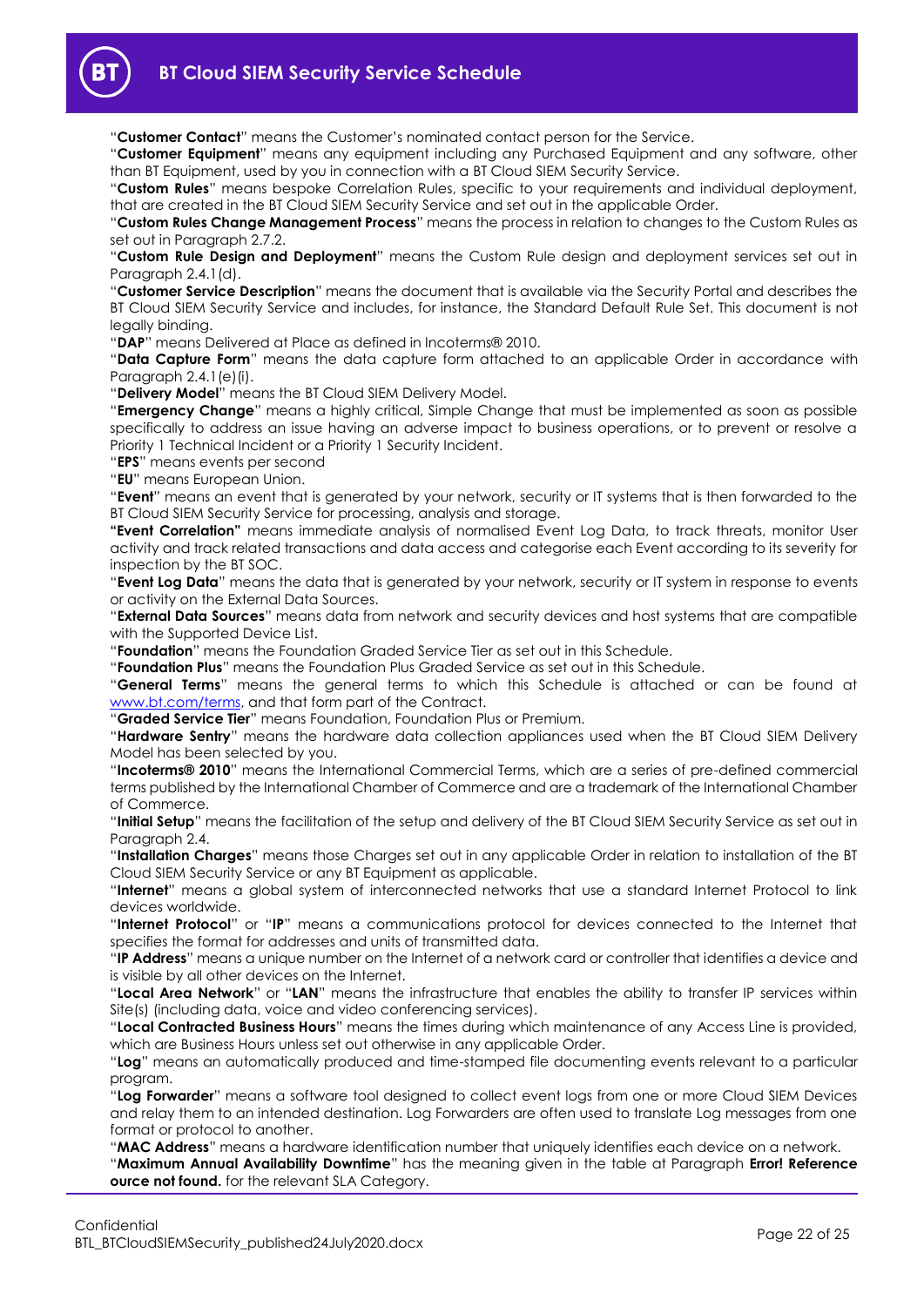"**Customer Contact**" means the Customer's nominated contact person for the Service.

"**Customer Equipment**" means any equipment including any Purchased Equipment and any software, other than BT Equipment, used by you in connection with a BT Cloud SIEM Security Service.

"**Custom Rules**" means bespoke Correlation Rules, specific to your requirements and individual deployment, that are created in the BT Cloud SIEM Security Service and set out in the applicable Order.

"**Custom Rules Change Management Process**" means the process in relation to changes to the Custom Rules as set out in Paragraph 2.7.2.

"**Custom Rule Design and Deployment**" means the Custom Rule design and deployment services set out in Paragraph 2.4.1(d).

"**Customer Service Description**" means the document that is available via the Security Portal and describes the BT Cloud SIEM Security Service and includes, for instance, the Standard Default Rule Set. This document is not legally binding.

"**DAP**" means Delivered at Place as defined in Incoterms® 2010.

"**Data Capture Form**" means the data capture form attached to an applicable Order in accordance with Paragraph 2.4.1(e)(i).

"**Delivery Model**" means the BT Cloud SIEM Delivery Model.

"**Emergency Change**" means a highly critical, Simple Change that must be implemented as soon as possible specifically to address an issue having an adverse impact to business operations, or to prevent or resolve a Priority 1 Technical Incident or a Priority 1 Security Incident.

"**EPS**" means events per second

"**EU**" means European Union.

"**Event**" means an event that is generated by your network, security or IT systems that is then forwarded to the BT Cloud SIEM Security Service for processing, analysis and storage.

**"Event Correlation"** means immediate analysis of normalised Event Log Data, to track threats, monitor User activity and track related transactions and data access and categorise each Event according to its severity for inspection by the BT SOC.

"**Event Log Data**" means the data that is generated by your network, security or IT system in response to events or activity on the External Data Sources.

"**External Data Sources**" means data from network and security devices and host systems that are compatible with the Supported Device List.

"**Foundation**" means the Foundation Graded Service Tier as set out in this Schedule.

"**Foundation Plus**" means the Foundation Plus Graded Service as set out in this Schedule.

"**General Terms**" means the general terms to which this Schedule is attached or can be found at www.bt.com/terms, and that form part of the Contract.

"**Graded Service Tier**" means Foundation, Foundation Plus or Premium.

"**Hardware Sentry**" means the hardware data collection appliances used when the BT Cloud SIEM Delivery Model has been selected by you.

"**Incoterms® 2010**" means the International Commercial Terms, which are a series of pre-defined commercial terms published by the International Chamber of Commerce and are a trademark of the International Chamber of Commerce.

"**Initial Setup**" means the facilitation of the setup and delivery of the BT Cloud SIEM Security Service as set out in Paragraph 2.4.

"**Installation Charges**" means those Charges set out in any applicable Order in relation to installation of the BT Cloud SIEM Security Service or any BT Equipment as applicable.

"**Internet**" means a global system of interconnected networks that use a standard Internet Protocol to link devices worldwide.

"**Internet Protocol**" or "**IP**" means a communications protocol for devices connected to the Internet that specifies the format for addresses and units of transmitted data.

"**IP Address**" means a unique number on the Internet of a network card or controller that identifies a device and is visible by all other devices on the Internet.

"**Local Area Network**" or "**LAN**" means the infrastructure that enables the ability to transfer IP services within Site(s) (including data, voice and video conferencing services).

"**Local Contracted Business Hours**" means the times during which maintenance of any Access Line is provided, which are Business Hours unless set out otherwise in any applicable Order.

"**Log**" means an automatically produced and time-stamped file documenting events relevant to a particular program.

"**Log Forwarder**" means a software tool designed to collect event logs from one or more Cloud SIEM Devices and relay them to an intended destination. Log Forwarders are often used to translate Log messages from one format or protocol to another.

"**MAC Address**" means a hardware identification number that uniquely identifies each device on a network.

"**Maximum Annual Availability Downtime**" has the meaning given in the table at Paragraph **Error! Reference ource not found.** for the relevant SLA Category.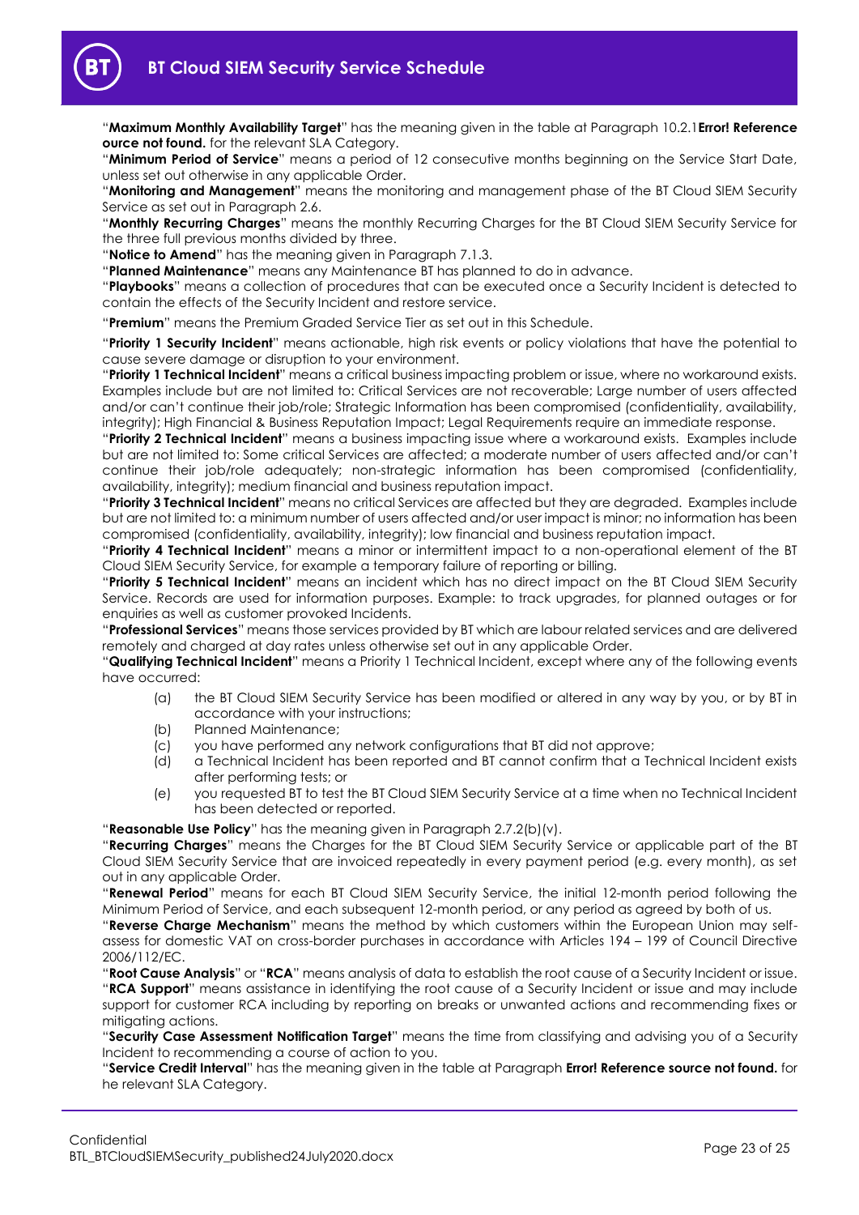"**Maximum Monthly Availability Target**" has the meaning given in the table at Paragraph 10.2.1**Error! Reference source not found.** for the relevant SLA Category.

"**Minimum Period of Service**" means a period of 12 consecutive months beginning on the Service Start Date, unless set out otherwise in any applicable Order.

"**Monitoring and Management**" means the monitoring and management phase of the BT Cloud SIEM Security Service as set out in Paragraph 2.6.

"**Monthly Recurring Charges**" means the monthly Recurring Charges for the BT Cloud SIEM Security Service for the three full previous months divided by three.

"**Notice to Amend**" has the meaning given in Paragraph 7.1.3.

"**Planned Maintenance**" means any Maintenance BT has planned to do in advance.

"**Playbooks**" means a collection of procedures that can be executed once a Security Incident is detected to contain the effects of the Security Incident and restore service.

"**Premium**" means the Premium Graded Service Tier as set out in this Schedule.

"**Priority 1 Security Incident**" means actionable, high risk events or policy violations that have the potential to cause severe damage or disruption to your environment.

"**Priority 1 Technical Incident**" means a critical business impacting problem or issue, where no workaround exists. Examples include but are not limited to: Critical Services are not recoverable; Large number of users affected and/or can't continue their job/role; Strategic Information has been compromised (confidentiality, availability, integrity); High Financial & Business Reputation Impact; Legal Requirements require an immediate response.

"**Priority 2 Technical Incident**" means a business impacting issue where a workaround exists. Examples include but are not limited to: Some critical Services are affected; a moderate number of users affected and/or can't continue their job/role adequately; non-strategic information has been compromised (confidentiality, availability, integrity); medium financial and business reputation impact.

"**Priority 3 Technical Incident**" means no critical Services are affected but they are degraded. Examples include but are not limited to: a minimum number of users affected and/or user impact is minor; no information has been compromised (confidentiality, availability, integrity); low financial and business reputation impact.

"**Priority 4 Technical Incident**" means a minor or intermittent impact to a non-operational element of the BT Cloud SIEM Security Service, for example a temporary failure of reporting or billing.

"**Priority 5 Technical Incident**" means an incident which has no direct impact on the BT Cloud SIEM Security Service. Records are used for information purposes. Example: to track upgrades, for planned outages or for enquiries as well as customer provoked Incidents.

"**Professional Services**" means those services provided by BT which are labour related services and are delivered remotely and charged at day rates unless otherwise set out in any applicable Order.

"**Qualifying Technical Incident**" means a Priority 1 Technical Incident, except where any of the following events have occurred:

(a) the BT Cloud SIEM Security Service has been modified or altered in any way by you, or by BT in accordance with your instructions;

(b) Planned Maintenance;

(c) you have performed any network configurations that BT did not approve;

(d) a Technical Incident has been reported and BT cannot confirm that a Technical Incident exists after performing tests; or

(e) you requested BT to test the BT Cloud SIEM Security Service at a time when no Technical Incident has been detected or reported.

"**Reasonable Use Policy**" has the meaning given in Paragraph 2.7.2(b)(v).

"**Recurring Charges**" means the Charges for the BT Cloud SIEM Security Service or applicable part of the BT Cloud SIEM Security Service that are invoiced repeatedly in every payment period (e.g. every month), as set out in any applicable Order.

"**Renewal Period**" means for each BT Cloud SIEM Security Service, the initial 12-month period following the Minimum Period of Service, and each subsequent 12-month period, or any period as agreed by both of us.

"**Reverse Charge Mechanism**" means the method by which customers within the European Union may self-assess for domestic VAT on cross-border purchases in accordance with Articles 194 – 199 of Council Directive 2006/112/EC.

"**Root Cause Analysis**" or "**RCA**" means analysis of data to establish the root cause of a Security Incident or issue.

"**RCA Support**" means assistance in identifying the root cause of a Security Incident or issue and may include support for customer RCA including by reporting on breaks or unwanted actions and recommending fixes or mitigating actions.

"**Security Case Assessment Notification Target**" means the time from classifying and advising you of a Security Incident to recommending a course of action to you.

"**Service Credit Interval**" has the meaning given in the table at Paragraph **Error! Reference source not found.** for he relevant SLA Category.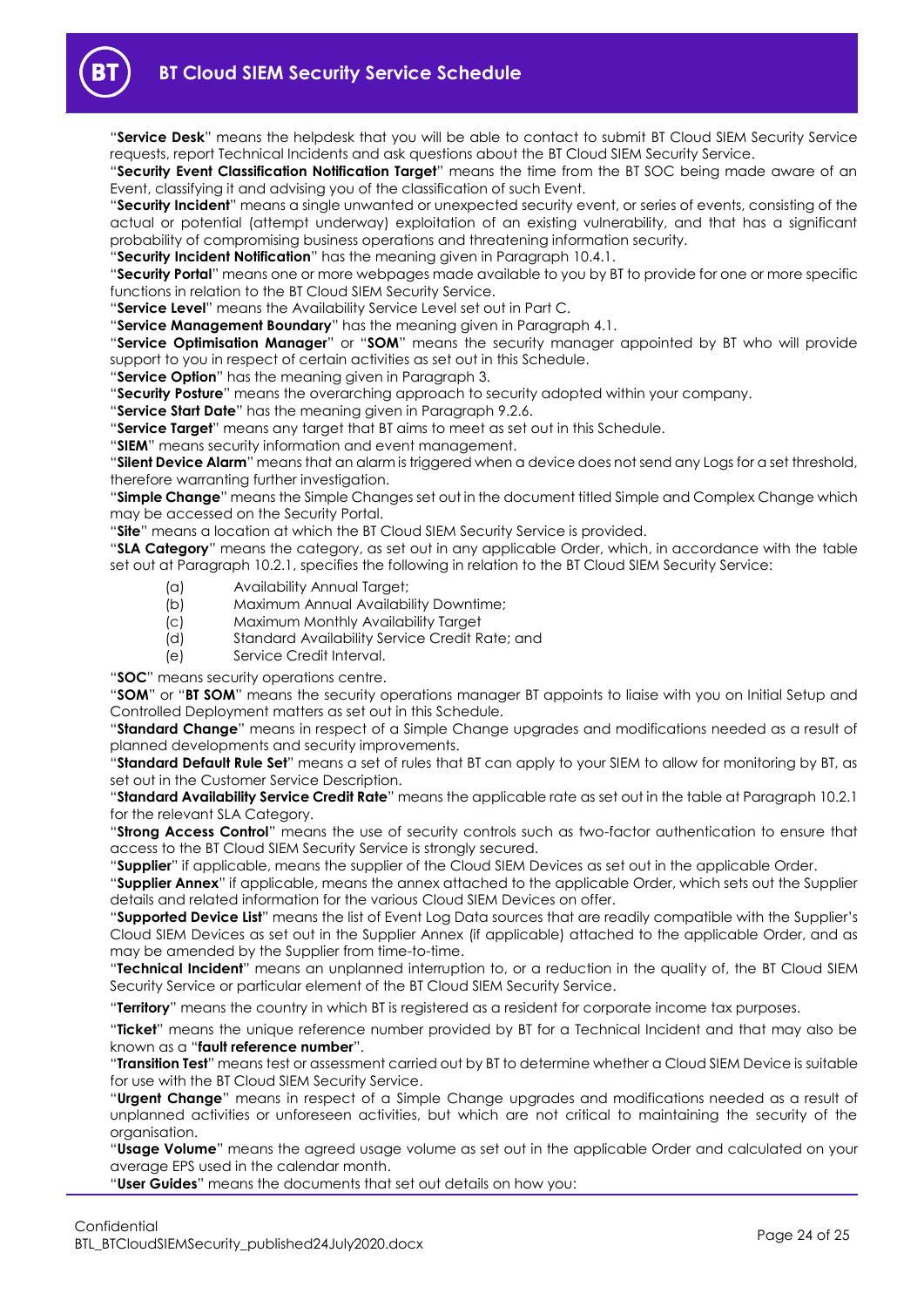"**Service Desk**" means the helpdesk that you will be able to contact to submit BT Cloud SIEM Security Service requests, report Technical Incidents and ask questions about the BT Cloud SIEM Security Service.

"**Security Event Classification Notification Target**" means the time from the BT SOC being made aware of an Event, classifying it and advising you of the classification of such Event.

"**Security Incident**" means a single unwanted or unexpected security event, or series of events, consisting of the actual or potential (attempt underway) exploitation of an existing vulnerability, and that has a significant probability of compromising business operations and threatening information security.

"**Security Incident Notification**" has the meaning given in Paragraph 10.4.1.

"**Security Portal**" means one or more webpages made available to you by BT to provide for one or more specific functions in relation to the BT Cloud SIEM Security Service.

"**Service Level**" means the Availability Service Level set out in Part C.

"**Service Management Boundary**" has the meaning given in Paragraph 4.1.

"**Service Optimisation Manager**" or "**SOM**" means the security manager appointed by BT who will provide support to you in respect of certain activities as set out in this Schedule.

"**Service Option**" has the meaning given in Paragraph 3.

"**Security Posture**" means the overarching approach to security adopted within your company.

"**Service Start Date**" has the meaning given in Paragraph 9.2.6.

"**Service Target**" means any target that BT aims to meet as set out in this Schedule.

"**SIEM**" means security information and event management.

"**Silent Device Alarm**" means that an alarm is triggered when a device does not send any Logs for a set threshold, therefore warranting further investigation.

"**Simple Change**" means the Simple Changes set out in the document titled Simple and Complex Change which may be accessed on the Security Portal.

"**Site**" means a location at which the BT Cloud SIEM Security Service is provided.

"**SLA Category**" means the category, as set out in any applicable Order, which, in accordance with the table set out at Paragraph 10.2.1, specifies the following in relation to the BT Cloud SIEM Security Service:

- (a) Availability Annual Target;
- (b) Maximum Annual Availability Downtime;
- (c) Maximum Monthly Availability Target
- (d) Standard Availability Service Credit Rate; and
- (e) Service Credit Interval.

"**SOC**" means security operations centre.

"**SOM**" or "**BT SOM**" means the security operations manager BT appoints to liaise with you on Initial Setup and Controlled Deployment matters as set out in this Schedule.

"**Standard Change**" means in respect of a Simple Change upgrades and modifications needed as a result of planned developments and security improvements.

"**Standard Default Rule Set**" means a set of rules that BT can apply to your SIEM to allow for monitoring by BT, as set out in the Customer Service Description.

"**Standard Availability Service Credit Rate**" means the applicable rate as set out in the table at Paragraph 10.2.1 for the relevant SLA Category.

"**Strong Access Control**" means the use of security controls such as two-factor authentication to ensure that access to the BT Cloud SIEM Security Service is strongly secured.

"**Supplier**" if applicable, means the supplier of the Cloud SIEM Devices as set out in the applicable Order.

"**Supplier Annex**" if applicable, means the annex attached to the applicable Order, which sets out the Supplier details and related information for the various Cloud SIEM Devices on offer.

"**Supported Device List**" means the list of Event Log Data sources that are readily compatible with the Supplier's Cloud SIEM Devices as set out in the Supplier Annex (if applicable) attached to the applicable Order, and as may be amended by the Supplier from time-to-time.

"**Technical Incident**" means an unplanned interruption to, or a reduction in the quality of, the BT Cloud SIEM Security Service or particular element of the BT Cloud SIEM Security Service.

"**Territory**" means the country in which BT is registered as a resident for corporate income tax purposes.

"**Ticket**" means the unique reference number provided by BT for a Technical Incident and that may also be known as a "**fault reference number**".

"**Transition Test**" means test or assessment carried out by BT to determine whether a Cloud SIEM Device is suitable for use with the BT Cloud SIEM Security Service.

"**Urgent Change**" means in respect of a Simple Change upgrades and modifications needed as a result of unplanned activities or unforeseen activities, but which are not critical to maintaining the security of the organisation.

"**Usage Volume**" means the agreed usage volume as set out in the applicable Order and calculated on your average EPS used in the calendar month.

"**User Guides**" means the documents that set out details on how you: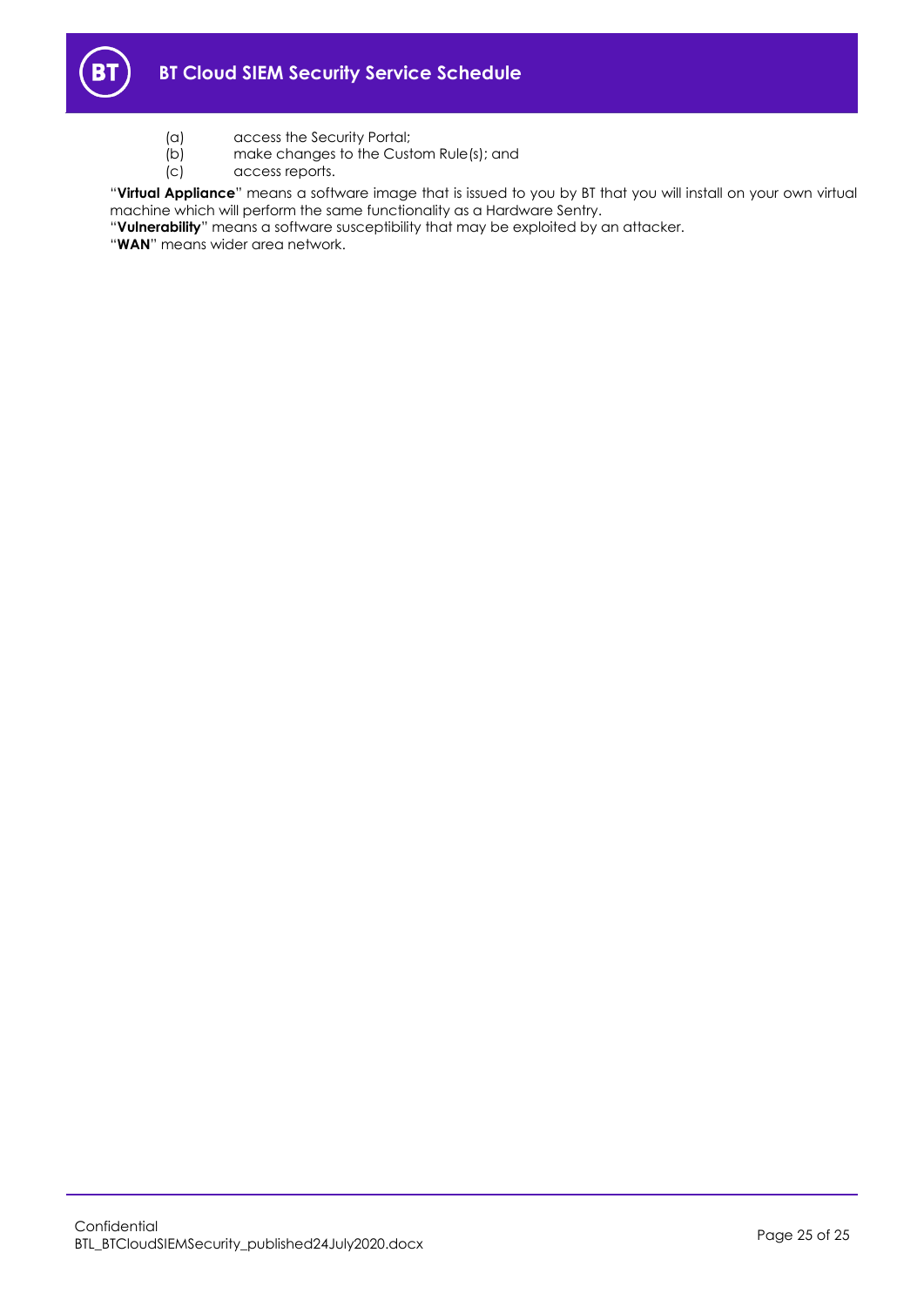(a) access the Security Portal;
(b) make changes to the Custom Rule(s); and
(c) access reports.

"**Virtual Appliance**" means a software image that is issued to you by BT that you will install on your own virtual machine which will perform the same functionality as a Hardware Sentry.

"**Vulnerability**" means a software susceptibility that may be exploited by an attacker.

"**WAN**" means wider area network.